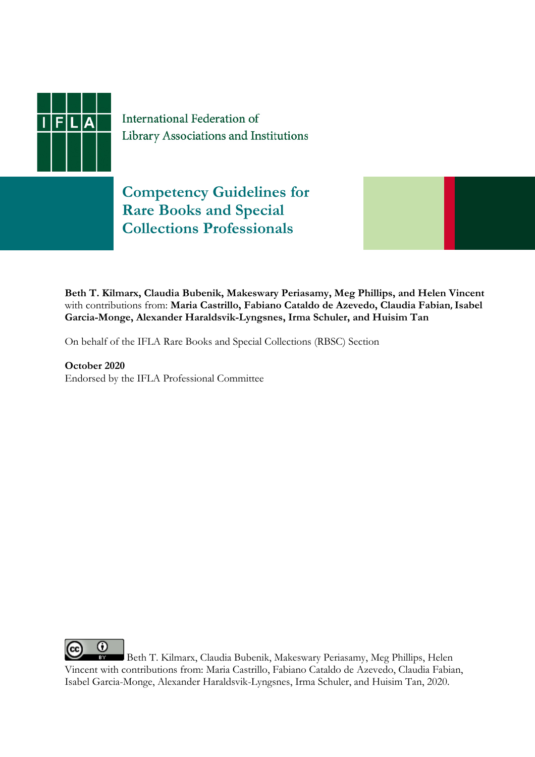International Federation of
Library Associations and Institutions

# Competency Guidelines for Rare Books and Special Collections Professionals

**Beth T. Kilmarx, Claudia Bubenik, Makeswary Periasamy, Meg Phillips, and Helen Vincent** with contributions from: **Maria Castrillo, Fabiano Cataldo de Azevedo, Claudia Fabian, Isabel Garcia-Monge, Alexander Haraldsvik-Lyngsnes, Irma Schuler, and Huisim Tan**

On behalf of the IFLA Rare Books and Special Collections (RBSC) Section

**October 2020**
Endorsed by the IFLA Professional Committee

Beth T. Kilmarx, Claudia Bubenik, Makeswary Periasamy, Meg Phillips, Helen Vincent with contributions from: Maria Castrillo, Fabiano Cataldo de Azevedo, Claudia Fabian, Isabel Garcia-Monge, Alexander Haraldsvik-Lyngsnes, Irma Schuler, and Huisim Tan, 2020.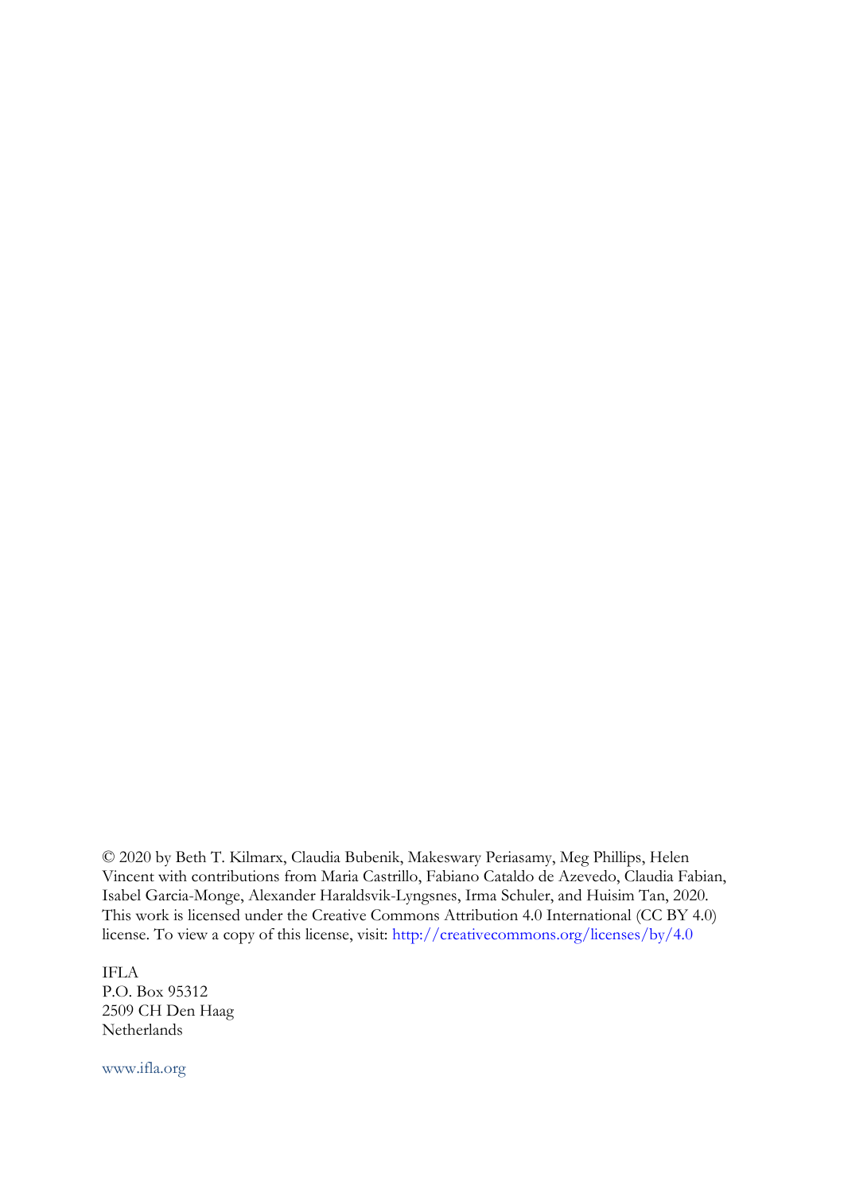© 2020 by Beth T. Kilmarx, Claudia Bubenik, Makeswary Periasamy, Meg Phillips, Helen Vincent with contributions from Maria Castrillo, Fabiano Cataldo de Azevedo, Claudia Fabian, Isabel Garcia-Monge, Alexander Haraldsvik-Lyngsnes, Irma Schuler, and Huisim Tan, 2020. This work is licensed under the Creative Commons Attribution 4.0 International (CC BY 4.0) license. To view a copy of this license, visit: http://creativecommons.org/licenses/by/4.0

IFLA
P.O. Box 95312
2509 CH Den Haag
Netherlands

www.ifla.org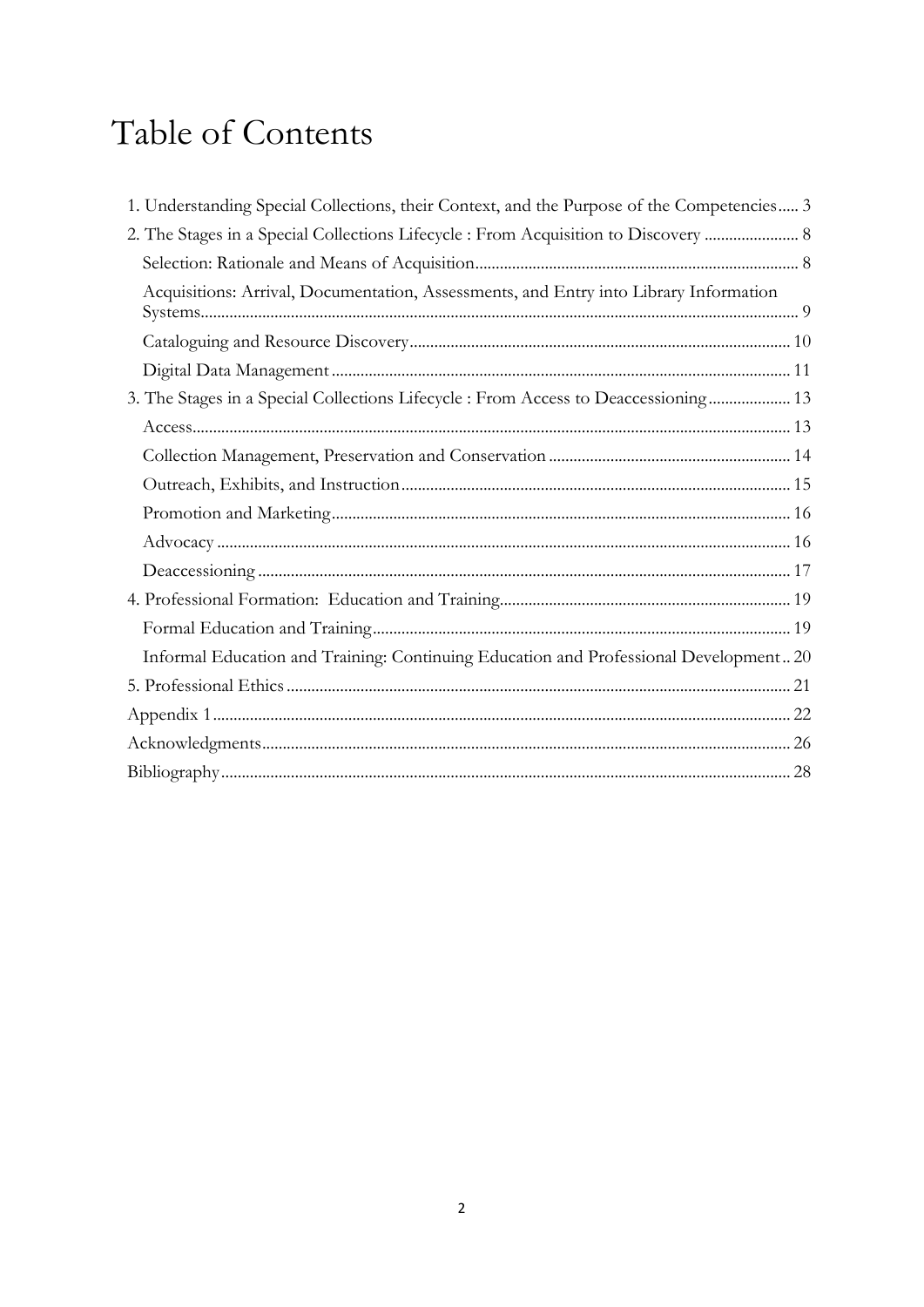# Table of Contents

1. Understanding Special Collections, their Context, and the Purpose of the Competencies..... 3

2. The Stages in a Special Collections Lifecycle : From Acquisition to Discovery ....................... 8

 Selection: Rationale and Means of Acquisition.............................................................................. 8

 Acquisitions: Arrival, Documentation, Assessments, and Entry into Library Information Systems.............................................................................................................................................. 9

 Cataloguing and Resource Discovery............................................................................................ 10

 Digital Data Management .............................................................................................................. 11

3. The Stages in a Special Collections Lifecycle : From Access to Deaccessioning.................... 13

 Access................................................................................................................................................ 13

 Collection Management, Preservation and Conservation ........................................................... 14

 Outreach, Exhibits, and Instruction.............................................................................................. 15

 Promotion and Marketing.............................................................................................................. 16

 Advocacy .......................................................................................................................................... 16

 Deaccessioning ................................................................................................................................ 17

4. Professional Formation: Education and Training...................................................................... 19

 Formal Education and Training..................................................................................................... 19

 Informal Education and Training: Continuing Education and Professional Development.. 20

5. Professional Ethics ......................................................................................................................... 21

Appendix 1........................................................................................................................................... 22

Acknowledgments............................................................................................................................... 26

Bibliography......................................................................................................................................... 28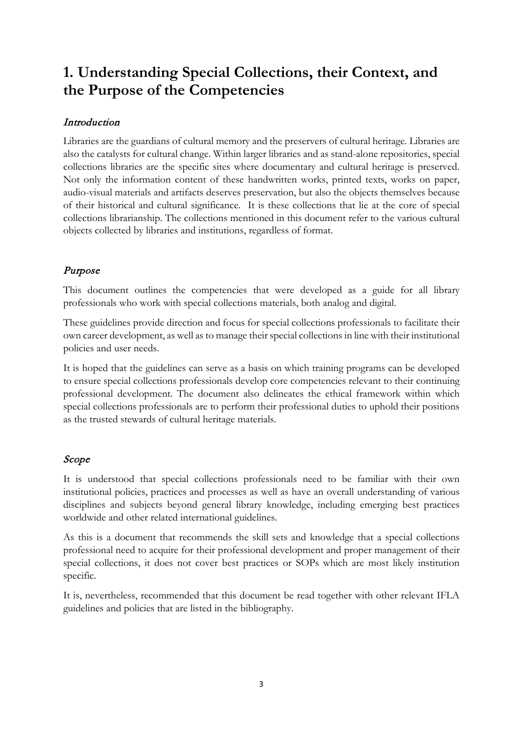# 1. Understanding Special Collections, their Context, and the Purpose of the Competencies

### *Introduction*

Libraries are the guardians of cultural memory and the preservers of cultural heritage. Libraries are also the catalysts for cultural change. Within larger libraries and as stand-alone repositories, special collections libraries are the specific sites where documentary and cultural heritage is preserved. Not only the information content of these handwritten works, printed texts, works on paper, audio-visual materials and artifacts deserves preservation, but also the objects themselves because of their historical and cultural significance. It is these collections that lie at the core of special collections librarianship. The collections mentioned in this document refer to the various cultural objects collected by libraries and institutions, regardless of format.

### *Purpose*

This document outlines the competencies that were developed as a guide for all library professionals who work with special collections materials, both analog and digital.

These guidelines provide direction and focus for special collections professionals to facilitate their own career development, as well as to manage their special collections in line with their institutional policies and user needs.

It is hoped that the guidelines can serve as a basis on which training programs can be developed to ensure special collections professionals develop core competencies relevant to their continuing professional development. The document also delineates the ethical framework within which special collections professionals are to perform their professional duties to uphold their positions as the trusted stewards of cultural heritage materials.

### *Scope*

It is understood that special collections professionals need to be familiar with their own institutional policies, practices and processes as well as have an overall understanding of various disciplines and subjects beyond general library knowledge, including emerging best practices worldwide and other related international guidelines.

As this is a document that recommends the skill sets and knowledge that a special collections professional need to acquire for their professional development and proper management of their special collections, it does not cover best practices or SOPs which are most likely institution specific.

It is, nevertheless, recommended that this document be read together with other relevant IFLA guidelines and policies that are listed in the bibliography.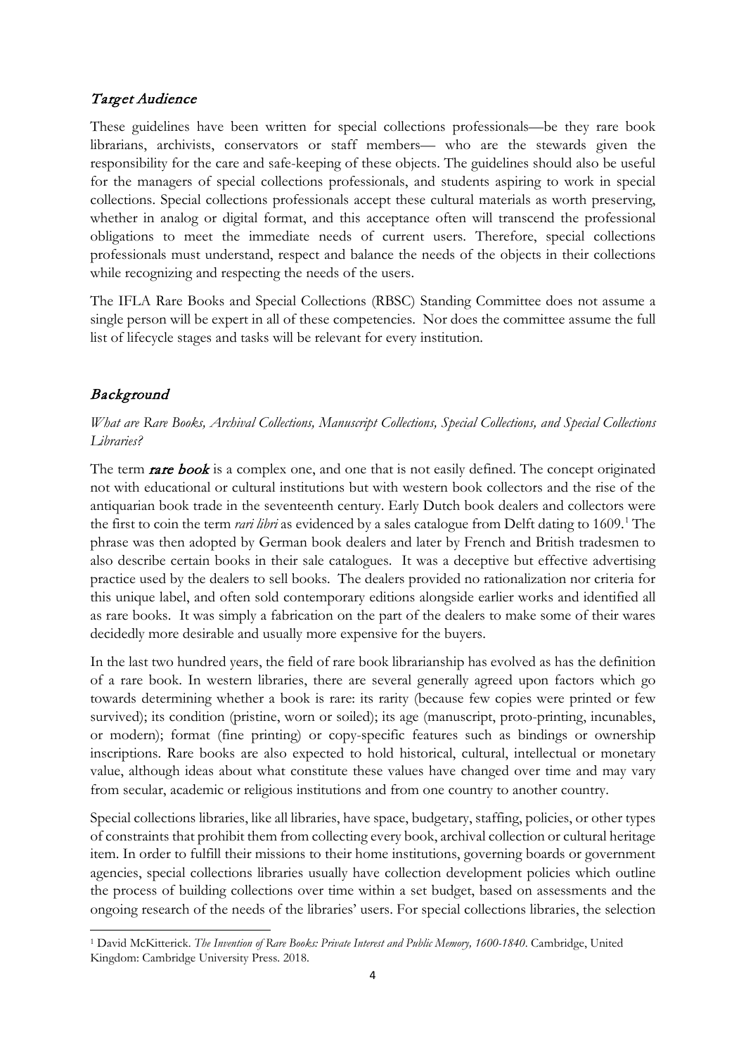## *Target Audience*

These guidelines have been written for special collections professionals—be they rare book librarians, archivists, conservators or staff members— who are the stewards given the responsibility for the care and safe-keeping of these objects. The guidelines should also be useful for the managers of special collections professionals, and students aspiring to work in special collections. Special collections professionals accept these cultural materials as worth preserving, whether in analog or digital format, and this acceptance often will transcend the professional obligations to meet the immediate needs of current users. Therefore, special collections professionals must understand, respect and balance the needs of the objects in their collections while recognizing and respecting the needs of the users.

The IFLA Rare Books and Special Collections (RBSC) Standing Committee does not assume a single person will be expert in all of these competencies. Nor does the committee assume the full list of lifecycle stages and tasks will be relevant for every institution.

## *Background*

*What are Rare Books, Archival Collections, Manuscript Collections, Special Collections, and Special Collections Libraries?*

The term ***rare book*** is a complex one, and one that is not easily defined. The concept originated not with educational or cultural institutions but with western book collectors and the rise of the antiquarian book trade in the seventeenth century. Early Dutch book dealers and collectors were the first to coin the term *rari libri* as evidenced by a sales catalogue from Delft dating to 1609.[1] The phrase was then adopted by German book dealers and later by French and British tradesmen to also describe certain books in their sale catalogues. It was a deceptive but effective advertising practice used by the dealers to sell books. The dealers provided no rationalization nor criteria for this unique label, and often sold contemporary editions alongside earlier works and identified all as rare books. It was simply a fabrication on the part of the dealers to make some of their wares decidedly more desirable and usually more expensive for the buyers.

In the last two hundred years, the field of rare book librarianship has evolved as has the definition of a rare book. In western libraries, there are several generally agreed upon factors which go towards determining whether a book is rare: its rarity (because few copies were printed or few survived); its condition (pristine, worn or soiled); its age (manuscript, proto-printing, incunables, or modern); format (fine printing) or copy-specific features such as bindings or ownership inscriptions. Rare books are also expected to hold historical, cultural, intellectual or monetary value, although ideas about what constitute these values have changed over time and may vary from secular, academic or religious institutions and from one country to another country.

Special collections libraries, like all libraries, have space, budgetary, staffing, policies, or other types of constraints that prohibit them from collecting every book, archival collection or cultural heritage item. In order to fulfill their missions to their home institutions, governing boards or government agencies, special collections libraries usually have collection development policies which outline the process of building collections over time within a set budget, based on assessments and the ongoing research of the needs of the libraries' users. For special collections libraries, the selection

---

[1] David McKitterick. *The Invention of Rare Books: Private Interest and Public Memory, 1600-1840*. Cambridge, United Kingdom: Cambridge University Press. 2018.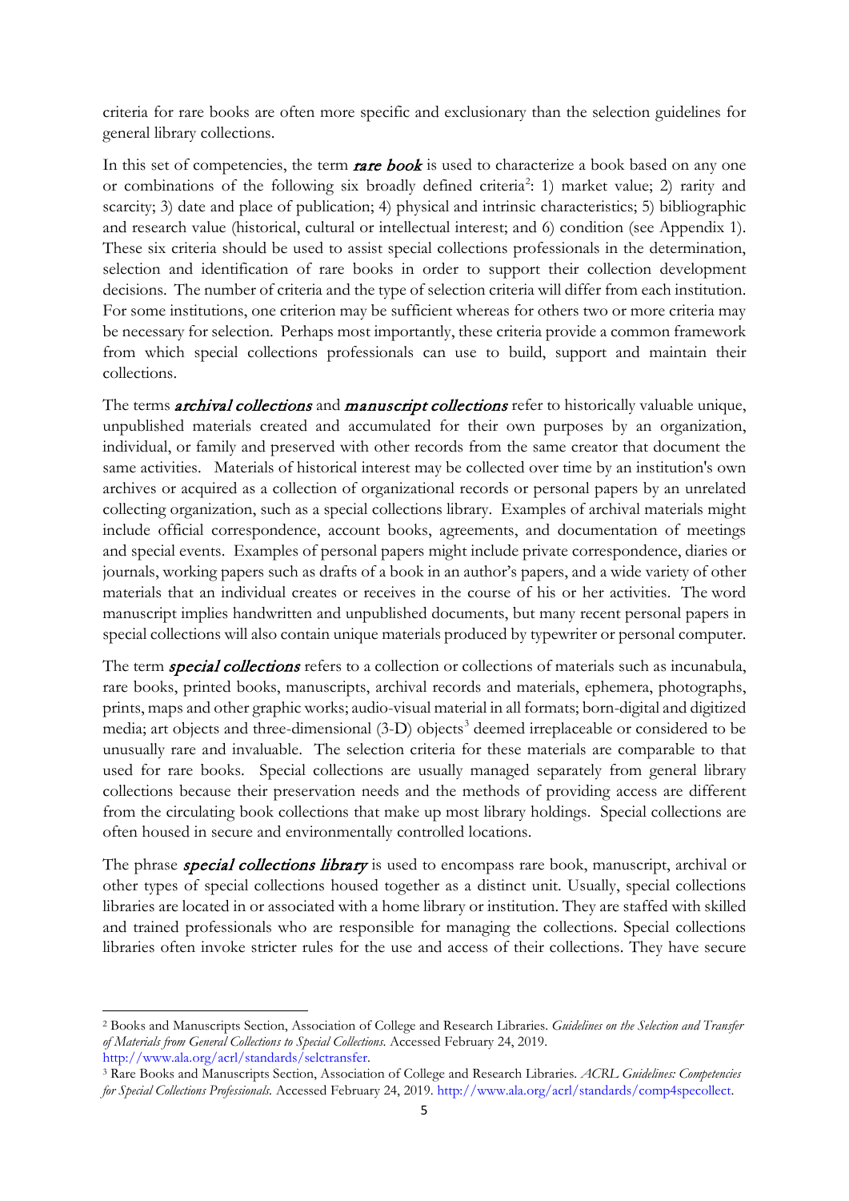criteria for rare books are often more specific and exclusionary than the selection guidelines for general library collections.

In this set of competencies, the term ***rare book*** is used to characterize a book based on any one or combinations of the following six broadly defined criteria[2]: 1) market value; 2) rarity and scarcity; 3) date and place of publication; 4) physical and intrinsic characteristics; 5) bibliographic and research value (historical, cultural or intellectual interest; and 6) condition (see Appendix 1). These six criteria should be used to assist special collections professionals in the determination, selection and identification of rare books in order to support their collection development decisions. The number of criteria and the type of selection criteria will differ from each institution. For some institutions, one criterion may be sufficient whereas for others two or more criteria may be necessary for selection. Perhaps most importantly, these criteria provide a common framework from which special collections professionals can use to build, support and maintain their collections.

The terms ***archival collections*** and ***manuscript collections*** refer to historically valuable unique, unpublished materials created and accumulated for their own purposes by an organization, individual, or family and preserved with other records from the same creator that document the same activities. Materials of historical interest may be collected over time by an institution's own archives or acquired as a collection of organizational records or personal papers by an unrelated collecting organization, such as a special collections library. Examples of archival materials might include official correspondence, account books, agreements, and documentation of meetings and special events. Examples of personal papers might include private correspondence, diaries or journals, working papers such as drafts of a book in an author's papers, and a wide variety of other materials that an individual creates or receives in the course of his or her activities. The word manuscript implies handwritten and unpublished documents, but many recent personal papers in special collections will also contain unique materials produced by typewriter or personal computer.

The term ***special collections*** refers to a collection or collections of materials such as incunabula, rare books, printed books, manuscripts, archival records and materials, ephemera, photographs, prints, maps and other graphic works; audio-visual material in all formats; born-digital and digitized media; art objects and three-dimensional (3-D) objects[3] deemed irreplaceable or considered to be unusually rare and invaluable. The selection criteria for these materials are comparable to that used for rare books. Special collections are usually managed separately from general library collections because their preservation needs and the methods of providing access are different from the circulating book collections that make up most library holdings. Special collections are often housed in secure and environmentally controlled locations.

The phrase ***special collections library*** is used to encompass rare book, manuscript, archival or other types of special collections housed together as a distinct unit. Usually, special collections libraries are located in or associated with a home library or institution. They are staffed with skilled and trained professionals who are responsible for managing the collections. Special collections libraries often invoke stricter rules for the use and access of their collections. They have secure

---

[2] Books and Manuscripts Section, Association of College and Research Libraries. *Guidelines on the Selection and Transfer of Materials from General Collections to Special Collections.* Accessed February 24, 2019. http://www.ala.org/acrl/standards/selctransfer.

[3] Rare Books and Manuscripts Section, Association of College and Research Libraries. *ACRL Guidelines: Competencies for Special Collections Professionals.* Accessed February 24, 2019. http://www.ala.org/acrl/standards/comp4specollect.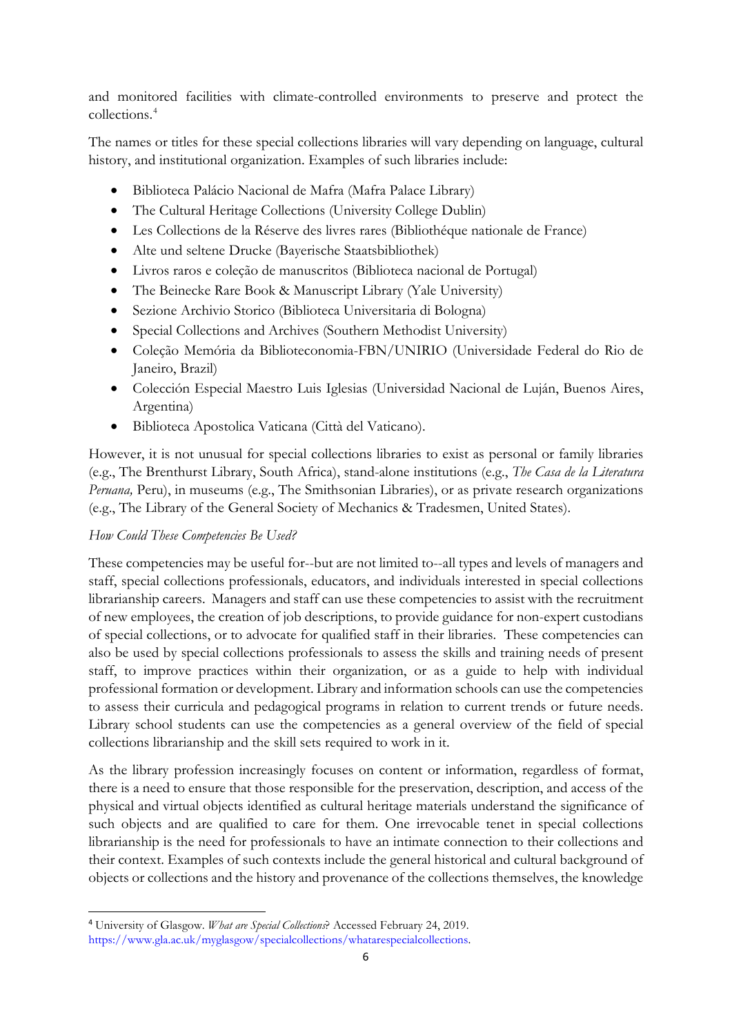and monitored facilities with climate-controlled environments to preserve and protect the collections.[4]

The names or titles for these special collections libraries will vary depending on language, cultural history, and institutional organization. Examples of such libraries include:

- Biblioteca Palácio Nacional de Mafra (Mafra Palace Library)
- The Cultural Heritage Collections (University College Dublin)
- Les Collections de la Réserve des livres rares (Bibliothéque nationale de France)
- Alte und seltene Drucke (Bayerische Staatsbibliothek)
- Livros raros e coleção de manuscritos (Biblioteca nacional de Portugal)
- The Beinecke Rare Book & Manuscript Library (Yale University)
- Sezione Archivio Storico (Biblioteca Universitaria di Bologna)
- Special Collections and Archives (Southern Methodist University)
- Coleção Memória da Biblioteconomia-FBN/UNIRIO (Universidade Federal do Rio de Janeiro, Brazil)
- Colección Especial Maestro Luis Iglesias (Universidad Nacional de Luján, Buenos Aires, Argentina)
- Biblioteca Apostolica Vaticana (Città del Vaticano).

However, it is not unusual for special collections libraries to exist as personal or family libraries (e.g., The Brenthurst Library, South Africa), stand-alone institutions (e.g., *The Casa de la Literatura Peruana,* Peru), in museums (e.g., The Smithsonian Libraries), or as private research organizations (e.g., The Library of the General Society of Mechanics & Tradesmen, United States).

*How Could These Competencies Be Used?*

These competencies may be useful for--but are not limited to--all types and levels of managers and staff, special collections professionals, educators, and individuals interested in special collections librarianship careers. Managers and staff can use these competencies to assist with the recruitment of new employees, the creation of job descriptions, to provide guidance for non-expert custodians of special collections, or to advocate for qualified staff in their libraries. These competencies can also be used by special collections professionals to assess the skills and training needs of present staff, to improve practices within their organization, or as a guide to help with individual professional formation or development. Library and information schools can use the competencies to assess their curricula and pedagogical programs in relation to current trends or future needs. Library school students can use the competencies as a general overview of the field of special collections librarianship and the skill sets required to work in it.

As the library profession increasingly focuses on content or information, regardless of format, there is a need to ensure that those responsible for the preservation, description, and access of the physical and virtual objects identified as cultural heritage materials understand the significance of such objects and are qualified to care for them. One irrevocable tenet in special collections librarianship is the need for professionals to have an intimate connection to their collections and their context. Examples of such contexts include the general historical and cultural background of objects or collections and the history and provenance of the collections themselves, the knowledge

---

[4] University of Glasgow. *What are Special Collections*? Accessed February 24, 2019. https://www.gla.ac.uk/myglasgow/specialcollections/whatarespecialcollections.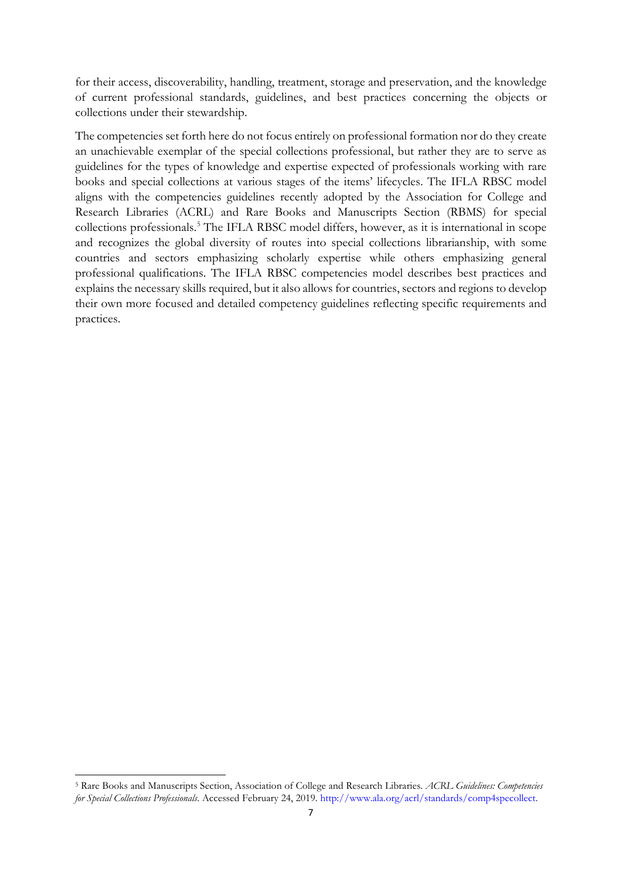for their access, discoverability, handling, treatment, storage and preservation, and the knowledge of current professional standards, guidelines, and best practices concerning the objects or collections under their stewardship.

The competencies set forth here do not focus entirely on professional formation nor do they create an unachievable exemplar of the special collections professional, but rather they are to serve as guidelines for the types of knowledge and expertise expected of professionals working with rare books and special collections at various stages of the items' lifecycles. The IFLA RBSC model aligns with the competencies guidelines recently adopted by the Association for College and Research Libraries (ACRL) and Rare Books and Manuscripts Section (RBMS) for special collections professionals.[5] The IFLA RBSC model differs, however, as it is international in scope and recognizes the global diversity of routes into special collections librarianship, with some countries and sectors emphasizing scholarly expertise while others emphasizing general professional qualifications. The IFLA RBSC competencies model describes best practices and explains the necessary skills required, but it also allows for countries, sectors and regions to develop their own more focused and detailed competency guidelines reflecting specific requirements and practices.

---

[5] Rare Books and Manuscripts Section, Association of College and Research Libraries. *ACRL Guidelines: Competencies for Special Collections Professionals*. Accessed February 24, 2019. http://www.ala.org/acrl/standards/comp4specollect.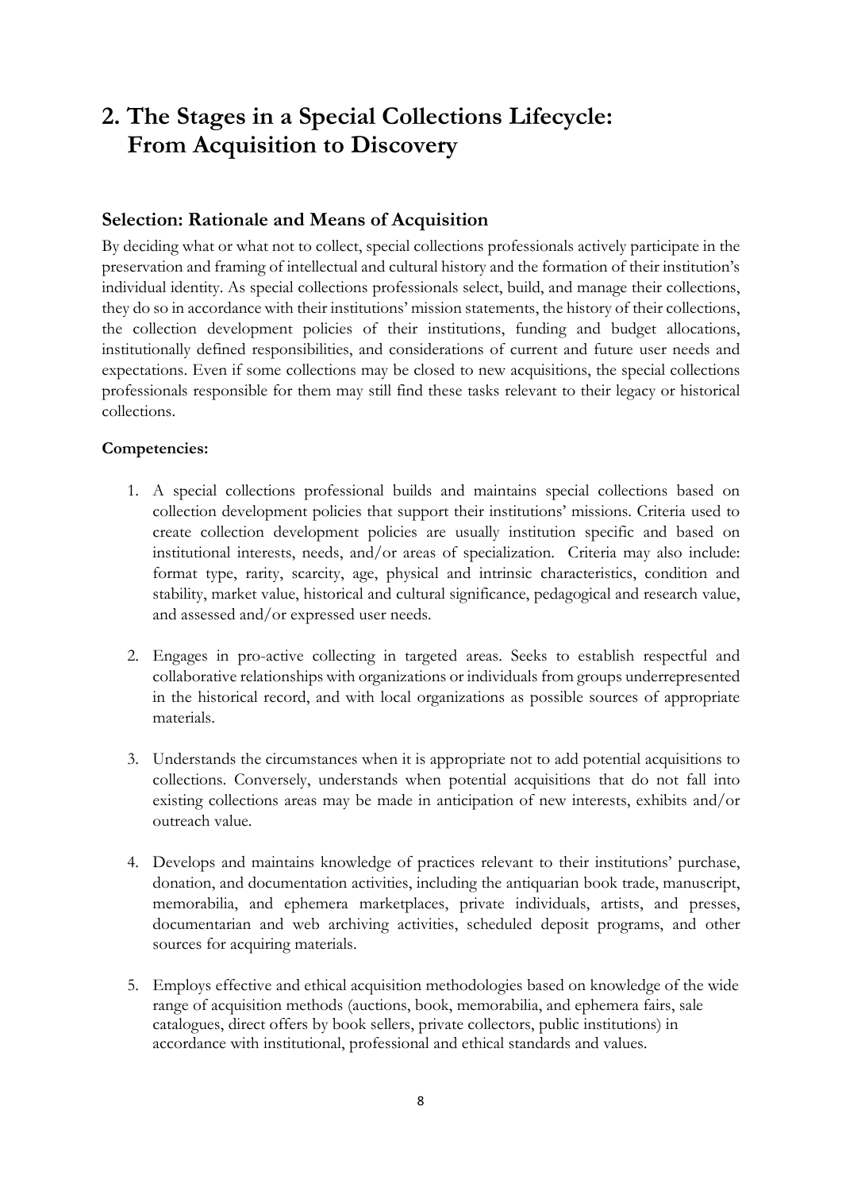## 2. The Stages in a Special Collections Lifecycle: From Acquisition to Discovery

### Selection: Rationale and Means of Acquisition

By deciding what or what not to collect, special collections professionals actively participate in the preservation and framing of intellectual and cultural history and the formation of their institution's individual identity. As special collections professionals select, build, and manage their collections, they do so in accordance with their institutions' mission statements, the history of their collections, the collection development policies of their institutions, funding and budget allocations, institutionally defined responsibilities, and considerations of current and future user needs and expectations. Even if some collections may be closed to new acquisitions, the special collections professionals responsible for them may still find these tasks relevant to their legacy or historical collections.

**Competencies:**

1. A special collections professional builds and maintains special collections based on collection development policies that support their institutions' missions. Criteria used to create collection development policies are usually institution specific and based on institutional interests, needs, and/or areas of specialization. Criteria may also include: format type, rarity, scarcity, age, physical and intrinsic characteristics, condition and stability, market value, historical and cultural significance, pedagogical and research value, and assessed and/or expressed user needs.

2. Engages in pro-active collecting in targeted areas. Seeks to establish respectful and collaborative relationships with organizations or individuals from groups underrepresented in the historical record, and with local organizations as possible sources of appropriate materials.

3. Understands the circumstances when it is appropriate not to add potential acquisitions to collections. Conversely, understands when potential acquisitions that do not fall into existing collections areas may be made in anticipation of new interests, exhibits and/or outreach value.

4. Develops and maintains knowledge of practices relevant to their institutions' purchase, donation, and documentation activities, including the antiquarian book trade, manuscript, memorabilia, and ephemera marketplaces, private individuals, artists, and presses, documentarian and web archiving activities, scheduled deposit programs, and other sources for acquiring materials.

5. Employs effective and ethical acquisition methodologies based on knowledge of the wide range of acquisition methods (auctions, book, memorabilia, and ephemera fairs, sale catalogues, direct offers by book sellers, private collectors, public institutions) in accordance with institutional, professional and ethical standards and values.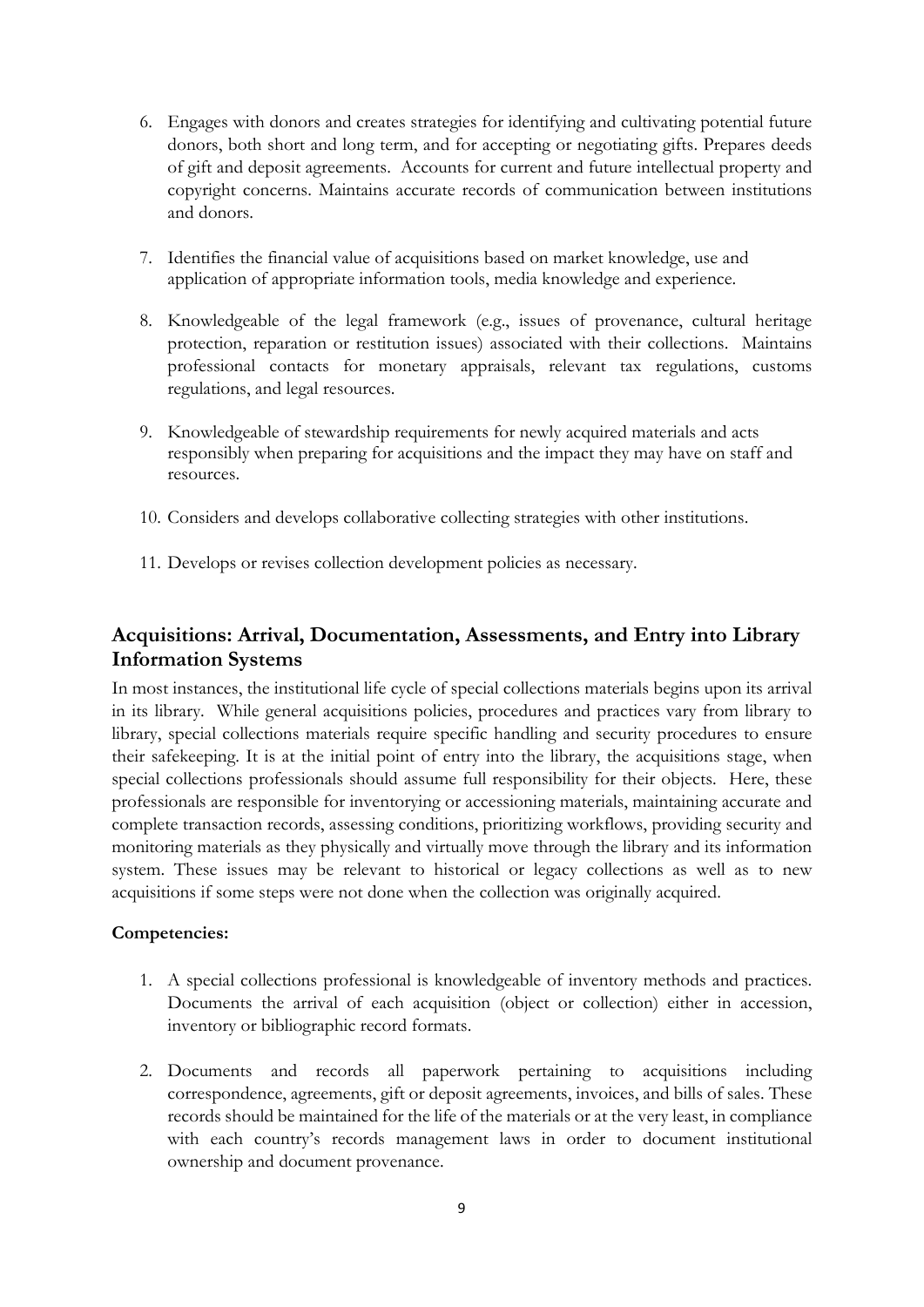6. Engages with donors and creates strategies for identifying and cultivating potential future donors, both short and long term, and for accepting or negotiating gifts. Prepares deeds of gift and deposit agreements. Accounts for current and future intellectual property and copyright concerns. Maintains accurate records of communication between institutions and donors.

7. Identifies the financial value of acquisitions based on market knowledge, use and application of appropriate information tools, media knowledge and experience.

8. Knowledgeable of the legal framework (e.g., issues of provenance, cultural heritage protection, reparation or restitution issues) associated with their collections. Maintains professional contacts for monetary appraisals, relevant tax regulations, customs regulations, and legal resources.

9. Knowledgeable of stewardship requirements for newly acquired materials and acts responsibly when preparing for acquisitions and the impact they may have on staff and resources.

10. Considers and develops collaborative collecting strategies with other institutions.

11. Develops or revises collection development policies as necessary.

## Acquisitions: Arrival, Documentation, Assessments, and Entry into Library Information Systems

In most instances, the institutional life cycle of special collections materials begins upon its arrival in its library. While general acquisitions policies, procedures and practices vary from library to library, special collections materials require specific handling and security procedures to ensure their safekeeping. It is at the initial point of entry into the library, the acquisitions stage, when special collections professionals should assume full responsibility for their objects. Here, these professionals are responsible for inventorying or accessioning materials, maintaining accurate and complete transaction records, assessing conditions, prioritizing workflows, providing security and monitoring materials as they physically and virtually move through the library and its information system. These issues may be relevant to historical or legacy collections as well as to new acquisitions if some steps were not done when the collection was originally acquired.

**Competencies:**

1. A special collections professional is knowledgeable of inventory methods and practices. Documents the arrival of each acquisition (object or collection) either in accession, inventory or bibliographic record formats.

2. Documents and records all paperwork pertaining to acquisitions including correspondence, agreements, gift or deposit agreements, invoices, and bills of sales. These records should be maintained for the life of the materials or at the very least, in compliance with each country's records management laws in order to document institutional ownership and document provenance.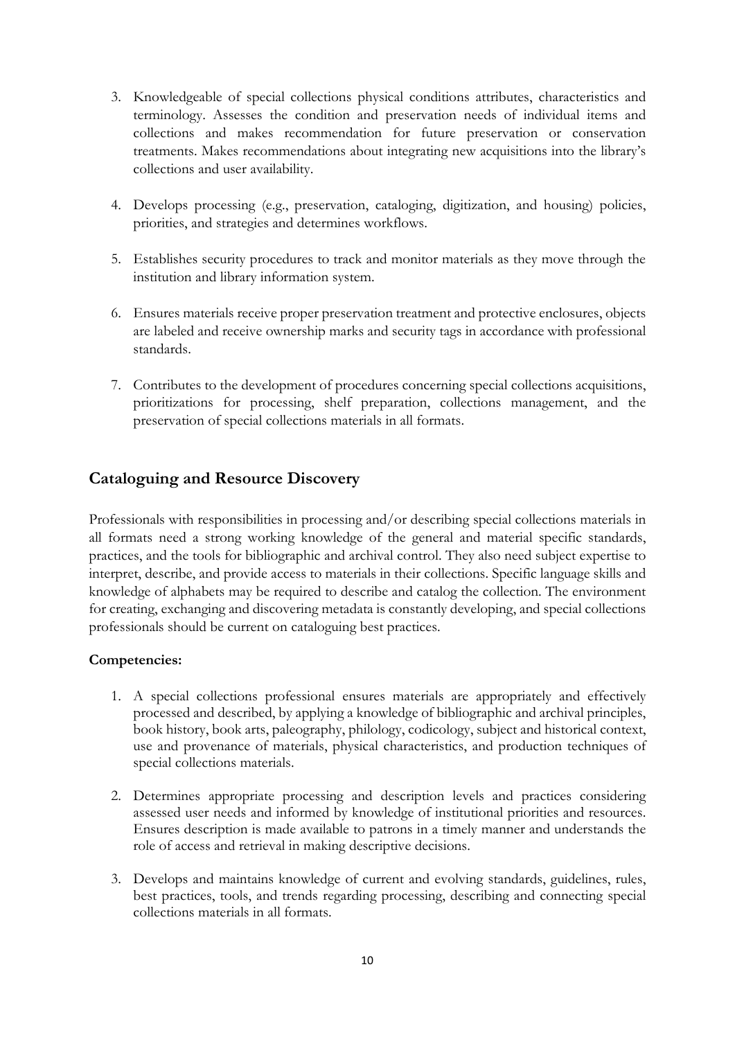3. Knowledgeable of special collections physical conditions attributes, characteristics and terminology. Assesses the condition and preservation needs of individual items and collections and makes recommendation for future preservation or conservation treatments. Makes recommendations about integrating new acquisitions into the library's collections and user availability.

4. Develops processing (e.g., preservation, cataloging, digitization, and housing) policies, priorities, and strategies and determines workflows.

5. Establishes security procedures to track and monitor materials as they move through the institution and library information system.

6. Ensures materials receive proper preservation treatment and protective enclosures, objects are labeled and receive ownership marks and security tags in accordance with professional standards.

7. Contributes to the development of procedures concerning special collections acquisitions, prioritizations for processing, shelf preparation, collections management, and the preservation of special collections materials in all formats.

## Cataloguing and Resource Discovery

Professionals with responsibilities in processing and/or describing special collections materials in all formats need a strong working knowledge of the general and material specific standards, practices, and the tools for bibliographic and archival control. They also need subject expertise to interpret, describe, and provide access to materials in their collections. Specific language skills and knowledge of alphabets may be required to describe and catalog the collection. The environment for creating, exchanging and discovering metadata is constantly developing, and special collections professionals should be current on cataloguing best practices.

**Competencies:**

1. A special collections professional ensures materials are appropriately and effectively processed and described, by applying a knowledge of bibliographic and archival principles, book history, book arts, paleography, philology, codicology, subject and historical context, use and provenance of materials, physical characteristics, and production techniques of special collections materials.

2. Determines appropriate processing and description levels and practices considering assessed user needs and informed by knowledge of institutional priorities and resources. Ensures description is made available to patrons in a timely manner and understands the role of access and retrieval in making descriptive decisions.

3. Develops and maintains knowledge of current and evolving standards, guidelines, rules, best practices, tools, and trends regarding processing, describing and connecting special collections materials in all formats.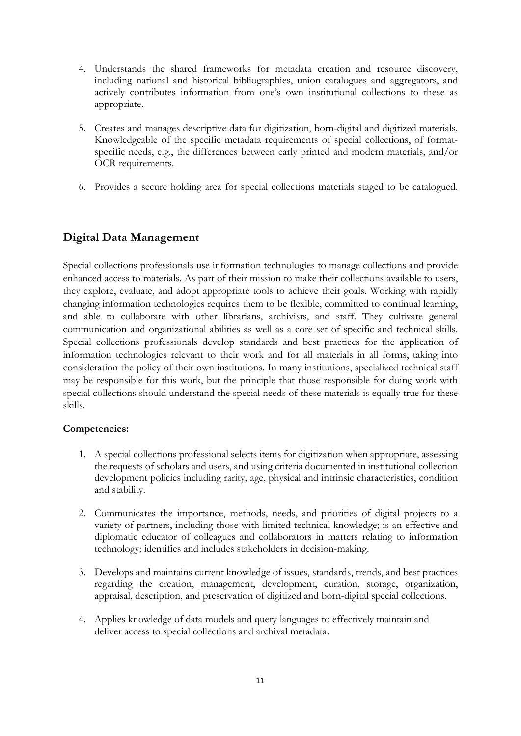4. Understands the shared frameworks for metadata creation and resource discovery, including national and historical bibliographies, union catalogues and aggregators, and actively contributes information from one's own institutional collections to these as appropriate.

5. Creates and manages descriptive data for digitization, born-digital and digitized materials. Knowledgeable of the specific metadata requirements of special collections, of format-specific needs, e.g., the differences between early printed and modern materials, and/or OCR requirements.

6. Provides a secure holding area for special collections materials staged to be catalogued.

## Digital Data Management

Special collections professionals use information technologies to manage collections and provide enhanced access to materials. As part of their mission to make their collections available to users, they explore, evaluate, and adopt appropriate tools to achieve their goals. Working with rapidly changing information technologies requires them to be flexible, committed to continual learning, and able to collaborate with other librarians, archivists, and staff. They cultivate general communication and organizational abilities as well as a core set of specific and technical skills. Special collections professionals develop standards and best practices for the application of information technologies relevant to their work and for all materials in all forms, taking into consideration the policy of their own institutions. In many institutions, specialized technical staff may be responsible for this work, but the principle that those responsible for doing work with special collections should understand the special needs of these materials is equally true for these skills.

**Competencies:**

1. A special collections professional selects items for digitization when appropriate, assessing the requests of scholars and users, and using criteria documented in institutional collection development policies including rarity, age, physical and intrinsic characteristics, condition and stability.

2. Communicates the importance, methods, needs, and priorities of digital projects to a variety of partners, including those with limited technical knowledge; is an effective and diplomatic educator of colleagues and collaborators in matters relating to information technology; identifies and includes stakeholders in decision-making.

3. Develops and maintains current knowledge of issues, standards, trends, and best practices regarding the creation, management, development, curation, storage, organization, appraisal, description, and preservation of digitized and born-digital special collections.

4. Applies knowledge of data models and query languages to effectively maintain and deliver access to special collections and archival metadata.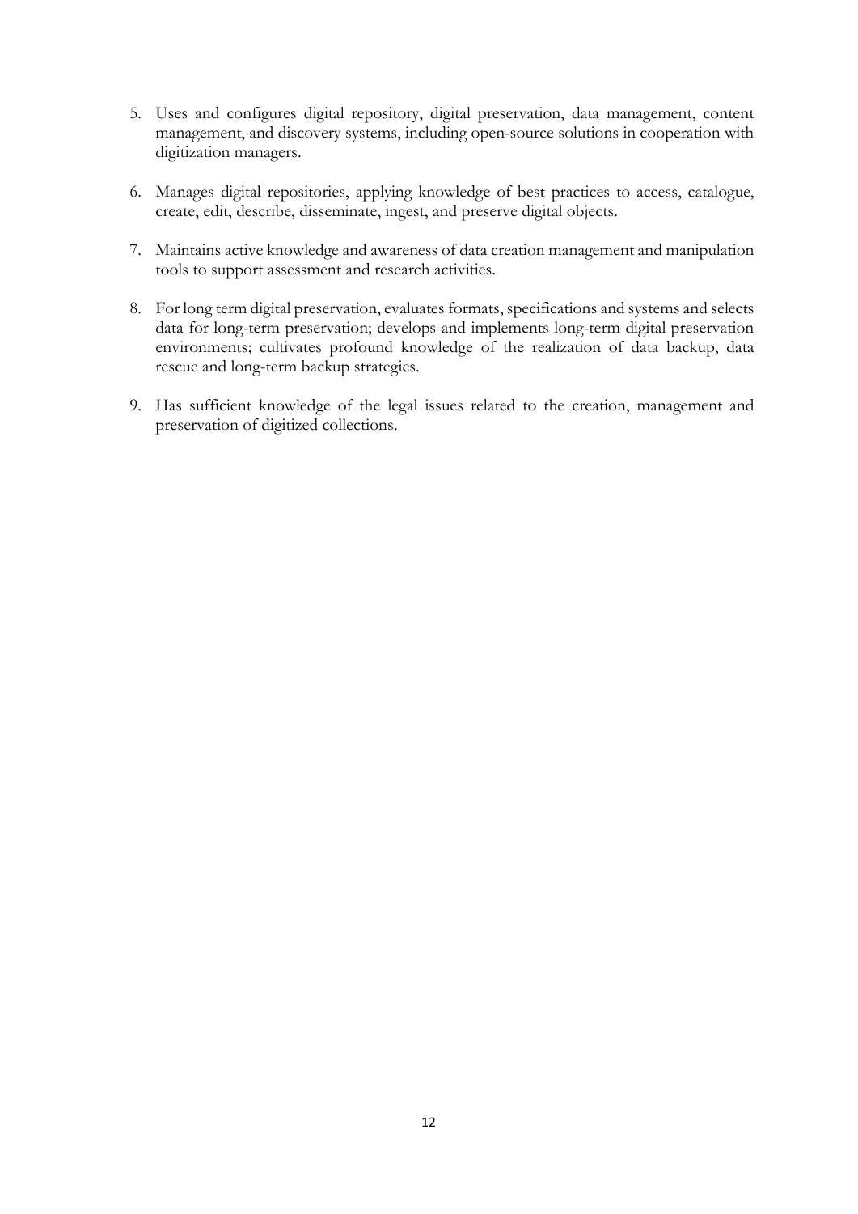5. Uses and configures digital repository, digital preservation, data management, content management, and discovery systems, including open-source solutions in cooperation with digitization managers.

6. Manages digital repositories, applying knowledge of best practices to access, catalogue, create, edit, describe, disseminate, ingest, and preserve digital objects.

7. Maintains active knowledge and awareness of data creation management and manipulation tools to support assessment and research activities.

8. For long term digital preservation, evaluates formats, specifications and systems and selects data for long-term preservation; develops and implements long-term digital preservation environments; cultivates profound knowledge of the realization of data backup, data rescue and long-term backup strategies.

9. Has sufficient knowledge of the legal issues related to the creation, management and preservation of digitized collections.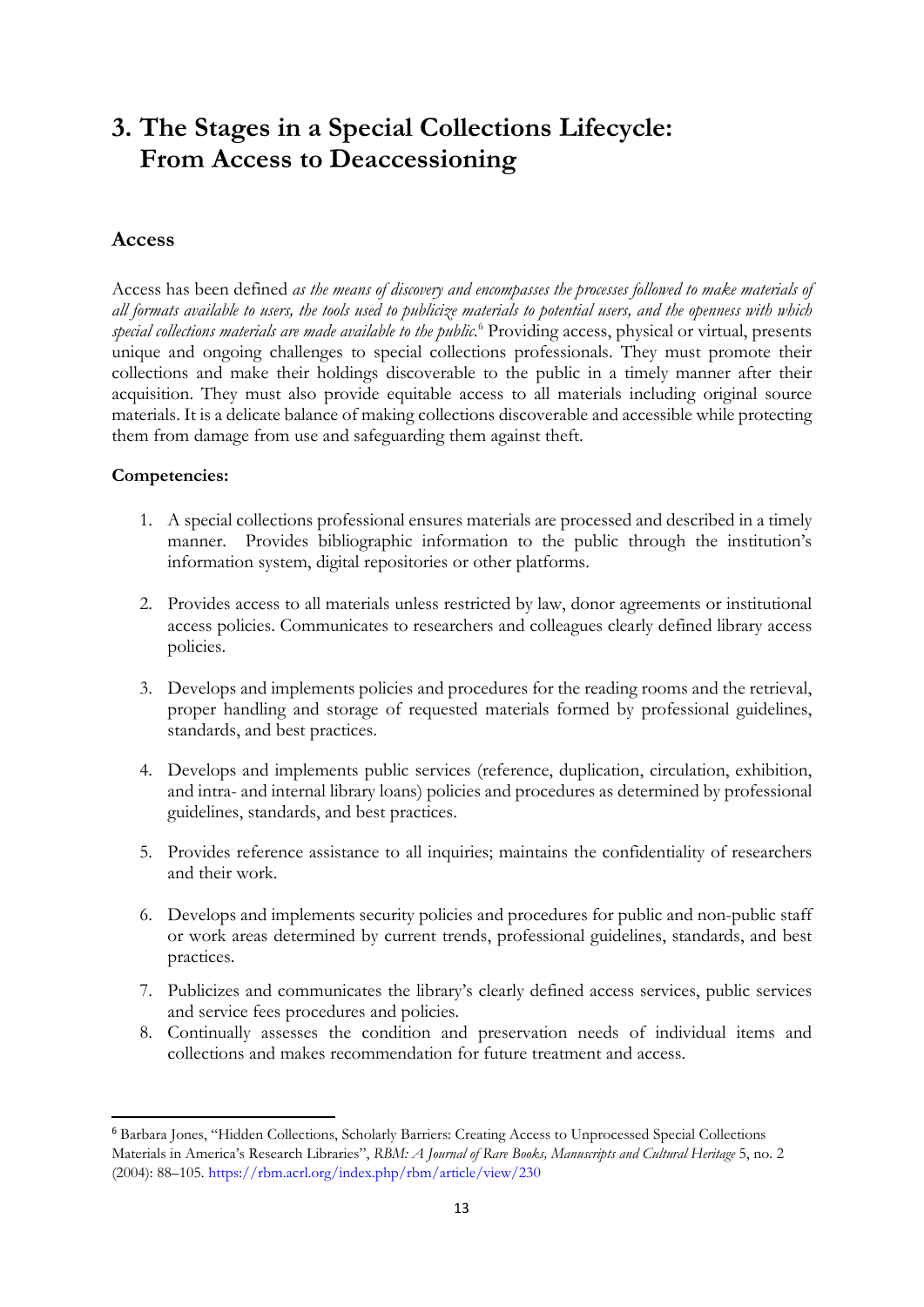# 3. The Stages in a Special Collections Lifecycle: From Access to Deaccessioning

## Access

Access has been defined *as the means of discovery and encompasses the processes followed to make materials of all formats available to users, the tools used to publicize materials to potential users, and the openness with which special collections materials are made available to the public.*[6] Providing access, physical or virtual, presents unique and ongoing challenges to special collections professionals. They must promote their collections and make their holdings discoverable to the public in a timely manner after their acquisition. They must also provide equitable access to all materials including original source materials. It is a delicate balance of making collections discoverable and accessible while protecting them from damage from use and safeguarding them against theft.

**Competencies:**

1. A special collections professional ensures materials are processed and described in a timely manner. Provides bibliographic information to the public through the institution's information system, digital repositories or other platforms.

2. Provides access to all materials unless restricted by law, donor agreements or institutional access policies. Communicates to researchers and colleagues clearly defined library access policies.

3. Develops and implements policies and procedures for the reading rooms and the retrieval, proper handling and storage of requested materials formed by professional guidelines, standards, and best practices.

4. Develops and implements public services (reference, duplication, circulation, exhibition, and intra- and internal library loans) policies and procedures as determined by professional guidelines, standards, and best practices.

5. Provides reference assistance to all inquiries; maintains the confidentiality of researchers and their work.

6. Develops and implements security policies and procedures for public and non-public staff or work areas determined by current trends, professional guidelines, standards, and best practices.

7. Publicizes and communicates the library's clearly defined access services, public services and service fees procedures and policies.
8. Continually assesses the condition and preservation needs of individual items and collections and makes recommendation for future treatment and access.

---

[6] Barbara Jones, "Hidden Collections, Scholarly Barriers: Creating Access to Unprocessed Special Collections Materials in America's Research Libraries", *RBM: A Journal of Rare Books, Manuscripts and Cultural Heritage* 5, no. 2 (2004): 88–105. https://rbm.acrl.org/index.php/rbm/article/view/230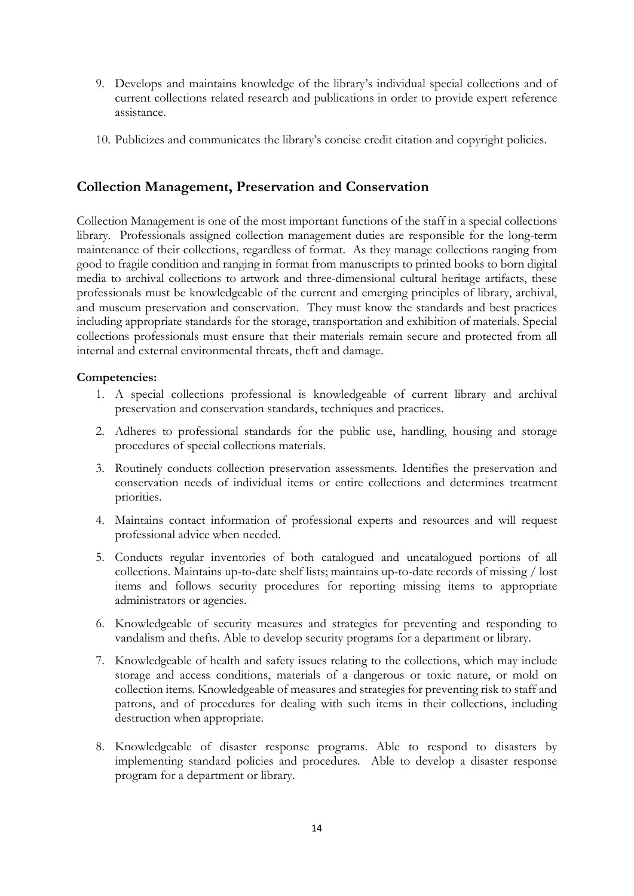9. Develops and maintains knowledge of the library's individual special collections and of current collections related research and publications in order to provide expert reference assistance.

10. Publicizes and communicates the library's concise credit citation and copyright policies.

## Collection Management, Preservation and Conservation

Collection Management is one of the most important functions of the staff in a special collections library. Professionals assigned collection management duties are responsible for the long-term maintenance of their collections, regardless of format. As they manage collections ranging from good to fragile condition and ranging in format from manuscripts to printed books to born digital media to archival collections to artwork and three-dimensional cultural heritage artifacts, these professionals must be knowledgeable of the current and emerging principles of library, archival, and museum preservation and conservation. They must know the standards and best practices including appropriate standards for the storage, transportation and exhibition of materials. Special collections professionals must ensure that their materials remain secure and protected from all internal and external environmental threats, theft and damage.

**Competencies:**

1. A special collections professional is knowledgeable of current library and archival preservation and conservation standards, techniques and practices.

2. Adheres to professional standards for the public use, handling, housing and storage procedures of special collections materials.

3. Routinely conducts collection preservation assessments. Identifies the preservation and conservation needs of individual items or entire collections and determines treatment priorities.

4. Maintains contact information of professional experts and resources and will request professional advice when needed.

5. Conducts regular inventories of both catalogued and uncatalogued portions of all collections. Maintains up-to-date shelf lists; maintains up-to-date records of missing / lost items and follows security procedures for reporting missing items to appropriate administrators or agencies.

6. Knowledgeable of security measures and strategies for preventing and responding to vandalism and thefts. Able to develop security programs for a department or library.

7. Knowledgeable of health and safety issues relating to the collections, which may include storage and access conditions, materials of a dangerous or toxic nature, or mold on collection items. Knowledgeable of measures and strategies for preventing risk to staff and patrons, and of procedures for dealing with such items in their collections, including destruction when appropriate.

8. Knowledgeable of disaster response programs. Able to respond to disasters by implementing standard policies and procedures. Able to develop a disaster response program for a department or library.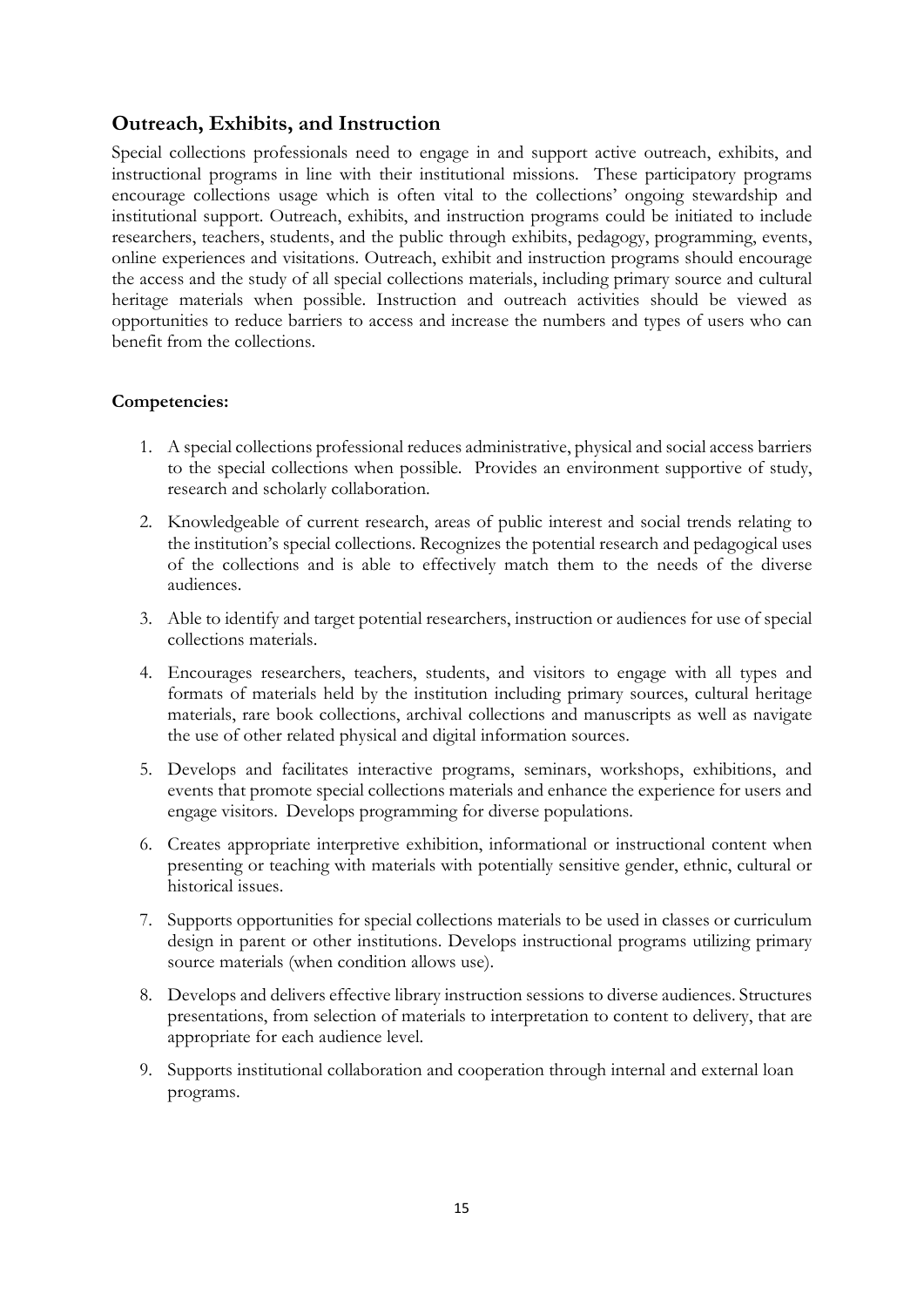## Outreach, Exhibits, and Instruction

Special collections professionals need to engage in and support active outreach, exhibits, and instructional programs in line with their institutional missions. These participatory programs encourage collections usage which is often vital to the collections' ongoing stewardship and institutional support. Outreach, exhibits, and instruction programs could be initiated to include researchers, teachers, students, and the public through exhibits, pedagogy, programming, events, online experiences and visitations. Outreach, exhibit and instruction programs should encourage the access and the study of all special collections materials, including primary source and cultural heritage materials when possible. Instruction and outreach activities should be viewed as opportunities to reduce barriers to access and increase the numbers and types of users who can benefit from the collections.

**Competencies:**

1. A special collections professional reduces administrative, physical and social access barriers to the special collections when possible. Provides an environment supportive of study, research and scholarly collaboration.
2. Knowledgeable of current research, areas of public interest and social trends relating to the institution's special collections. Recognizes the potential research and pedagogical uses of the collections and is able to effectively match them to the needs of the diverse audiences.
3. Able to identify and target potential researchers, instruction or audiences for use of special collections materials.
4. Encourages researchers, teachers, students, and visitors to engage with all types and formats of materials held by the institution including primary sources, cultural heritage materials, rare book collections, archival collections and manuscripts as well as navigate the use of other related physical and digital information sources.
5. Develops and facilitates interactive programs, seminars, workshops, exhibitions, and events that promote special collections materials and enhance the experience for users and engage visitors. Develops programming for diverse populations.
6. Creates appropriate interpretive exhibition, informational or instructional content when presenting or teaching with materials with potentially sensitive gender, ethnic, cultural or historical issues.
7. Supports opportunities for special collections materials to be used in classes or curriculum design in parent or other institutions. Develops instructional programs utilizing primary source materials (when condition allows use).
8. Develops and delivers effective library instruction sessions to diverse audiences. Structures presentations, from selection of materials to interpretation to content to delivery, that are appropriate for each audience level.
9. Supports institutional collaboration and cooperation through internal and external loan programs.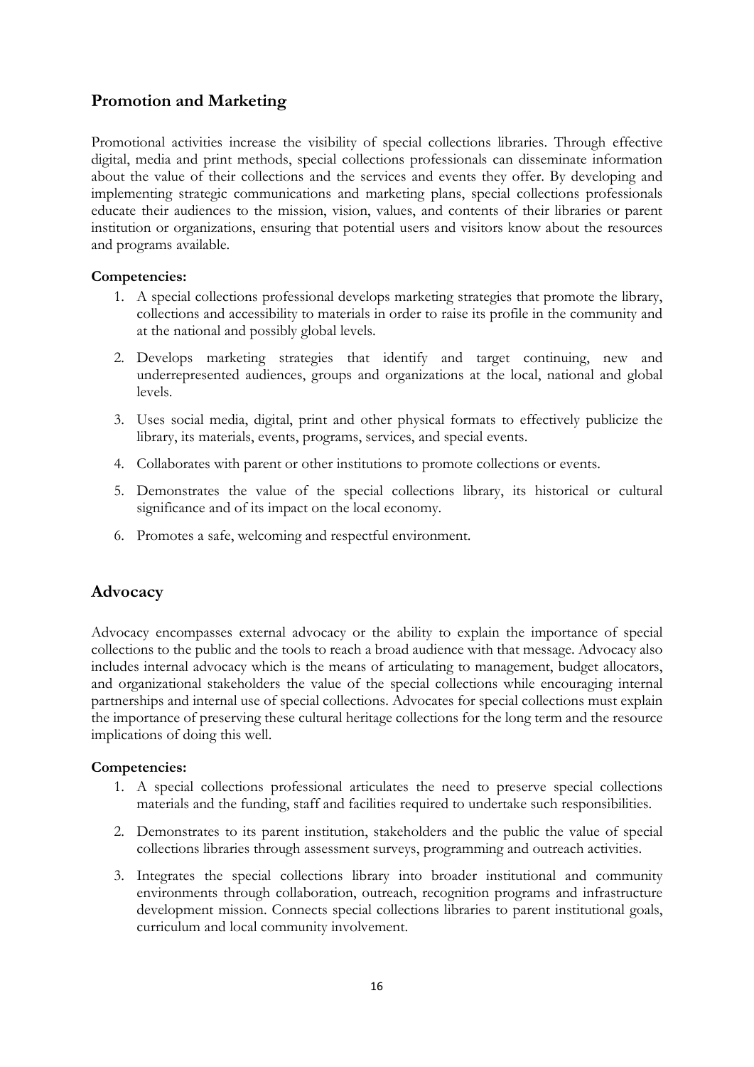## Promotion and Marketing

Promotional activities increase the visibility of special collections libraries. Through effective digital, media and print methods, special collections professionals can disseminate information about the value of their collections and the services and events they offer. By developing and implementing strategic communications and marketing plans, special collections professionals educate their audiences to the mission, vision, values, and contents of their libraries or parent institution or organizations, ensuring that potential users and visitors know about the resources and programs available.

**Competencies:**

1. A special collections professional develops marketing strategies that promote the library, collections and accessibility to materials in order to raise its profile in the community and at the national and possibly global levels.
2. Develops marketing strategies that identify and target continuing, new and underrepresented audiences, groups and organizations at the local, national and global levels.
3. Uses social media, digital, print and other physical formats to effectively publicize the library, its materials, events, programs, services, and special events.
4. Collaborates with parent or other institutions to promote collections or events.
5. Demonstrates the value of the special collections library, its historical or cultural significance and of its impact on the local economy.
6. Promotes a safe, welcoming and respectful environment.

## Advocacy

Advocacy encompasses external advocacy or the ability to explain the importance of special collections to the public and the tools to reach a broad audience with that message. Advocacy also includes internal advocacy which is the means of articulating to management, budget allocators, and organizational stakeholders the value of the special collections while encouraging internal partnerships and internal use of special collections. Advocates for special collections must explain the importance of preserving these cultural heritage collections for the long term and the resource implications of doing this well.

**Competencies:**

1. A special collections professional articulates the need to preserve special collections materials and the funding, staff and facilities required to undertake such responsibilities.
2. Demonstrates to its parent institution, stakeholders and the public the value of special collections libraries through assessment surveys, programming and outreach activities.
3. Integrates the special collections library into broader institutional and community environments through collaboration, outreach, recognition programs and infrastructure development mission. Connects special collections libraries to parent institutional goals, curriculum and local community involvement.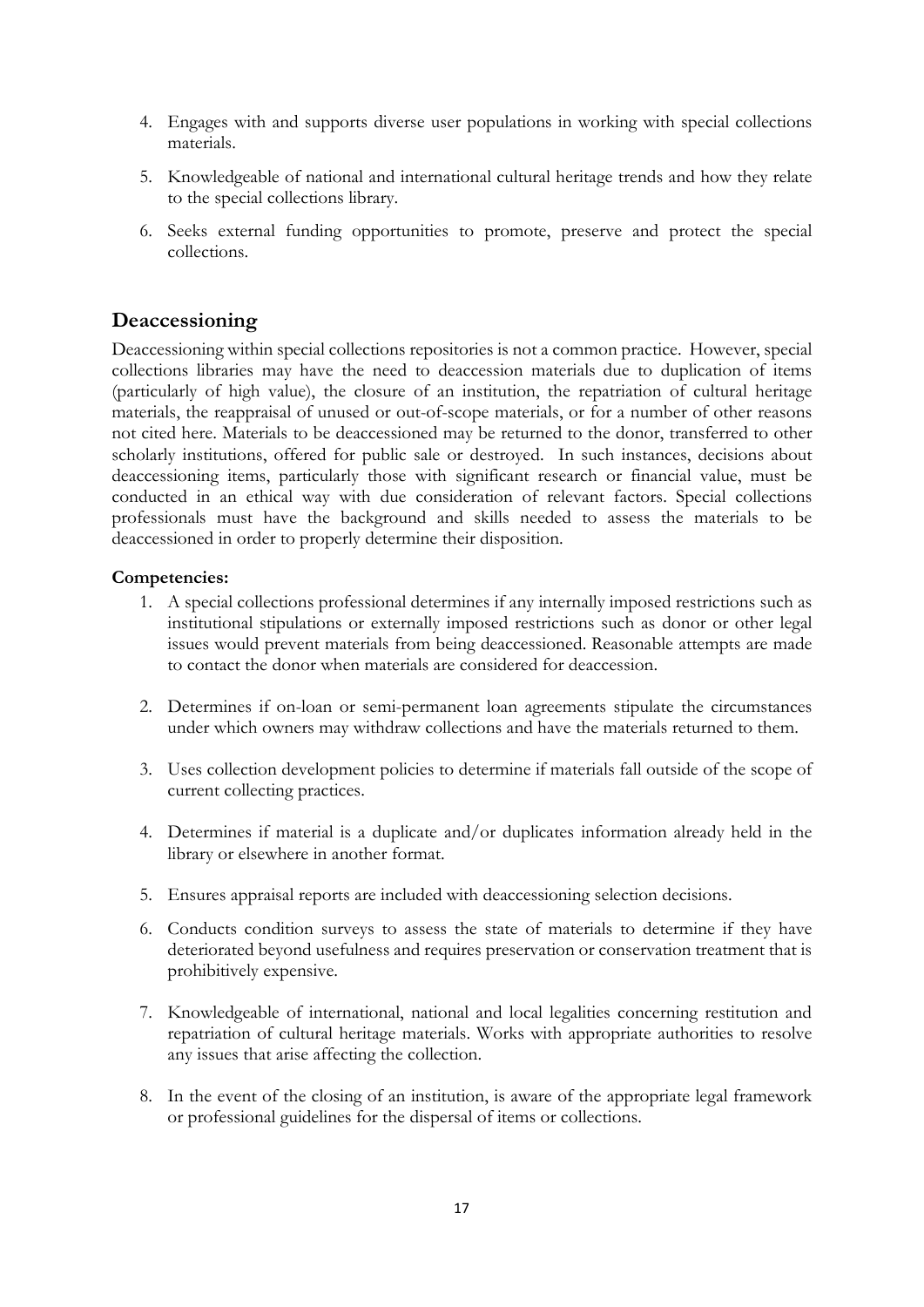4. Engages with and supports diverse user populations in working with special collections materials.

5. Knowledgeable of national and international cultural heritage trends and how they relate to the special collections library.

6. Seeks external funding opportunities to promote, preserve and protect the special collections.

## Deaccessioning

Deaccessioning within special collections repositories is not a common practice. However, special collections libraries may have the need to deaccession materials due to duplication of items (particularly of high value), the closure of an institution, the repatriation of cultural heritage materials, the reappraisal of unused or out-of-scope materials, or for a number of other reasons not cited here. Materials to be deaccessioned may be returned to the donor, transferred to other scholarly institutions, offered for public sale or destroyed. In such instances, decisions about deaccessioning items, particularly those with significant research or financial value, must be conducted in an ethical way with due consideration of relevant factors. Special collections professionals must have the background and skills needed to assess the materials to be deaccessioned in order to properly determine their disposition.

**Competencies:**

1. A special collections professional determines if any internally imposed restrictions such as institutional stipulations or externally imposed restrictions such as donor or other legal issues would prevent materials from being deaccessioned. Reasonable attempts are made to contact the donor when materials are considered for deaccession.

2. Determines if on-loan or semi-permanent loan agreements stipulate the circumstances under which owners may withdraw collections and have the materials returned to them.

3. Uses collection development policies to determine if materials fall outside of the scope of current collecting practices.

4. Determines if material is a duplicate and/or duplicates information already held in the library or elsewhere in another format.

5. Ensures appraisal reports are included with deaccessioning selection decisions.

6. Conducts condition surveys to assess the state of materials to determine if they have deteriorated beyond usefulness and requires preservation or conservation treatment that is prohibitively expensive.

7. Knowledgeable of international, national and local legalities concerning restitution and repatriation of cultural heritage materials. Works with appropriate authorities to resolve any issues that arise affecting the collection.

8. In the event of the closing of an institution, is aware of the appropriate legal framework or professional guidelines for the dispersal of items or collections.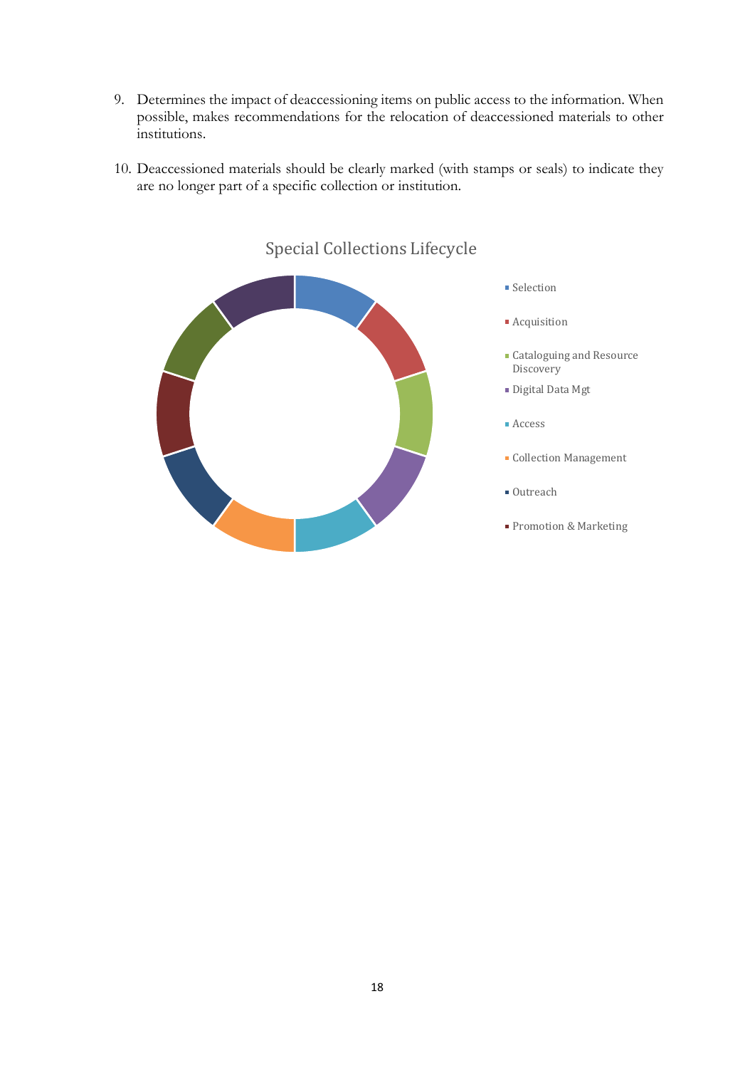9. Determines the impact of deaccessioning items on public access to the information. When possible, makes recommendations for the relocation of deaccessioned materials to other institutions.

10. Deaccessioned materials should be clearly marked (with stamps or seals) to indicate they are no longer part of a specific collection or institution.

Special Collections Lifecycle

- Selection
- Acquisition
- Cataloguing and Resource Discovery
- Digital Data Mgt
- Access
- Collection Management
- Outreach
- Promotion & Marketing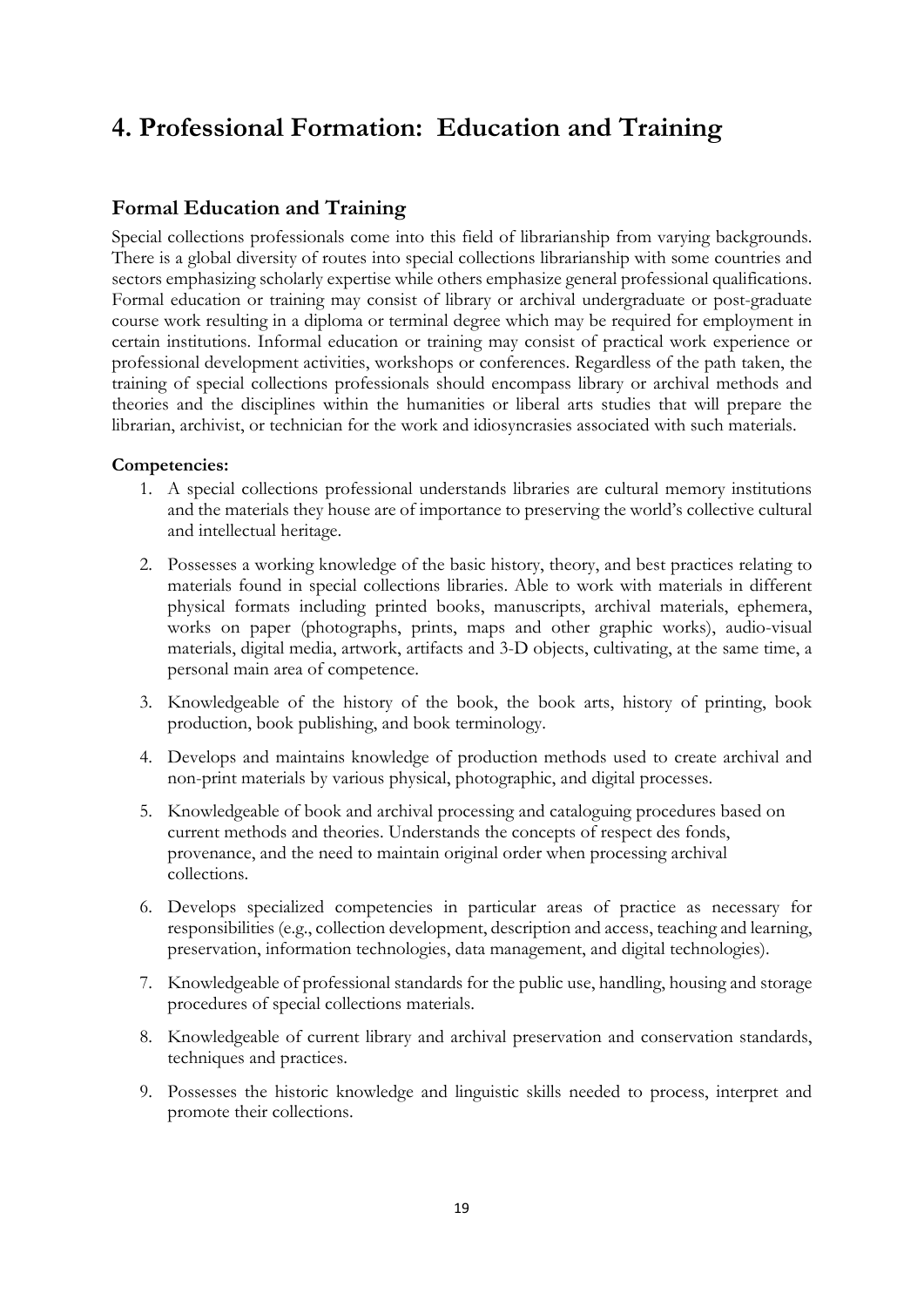# 4. Professional Formation: Education and Training

## Formal Education and Training

Special collections professionals come into this field of librarianship from varying backgrounds. There is a global diversity of routes into special collections librarianship with some countries and sectors emphasizing scholarly expertise while others emphasize general professional qualifications. Formal education or training may consist of library or archival undergraduate or post-graduate course work resulting in a diploma or terminal degree which may be required for employment in certain institutions. Informal education or training may consist of practical work experience or professional development activities, workshops or conferences. Regardless of the path taken, the training of special collections professionals should encompass library or archival methods and theories and the disciplines within the humanities or liberal arts studies that will prepare the librarian, archivist, or technician for the work and idiosyncrasies associated with such materials.

**Competencies:**

1. A special collections professional understands libraries are cultural memory institutions and the materials they house are of importance to preserving the world's collective cultural and intellectual heritage.
2. Possesses a working knowledge of the basic history, theory, and best practices relating to materials found in special collections libraries. Able to work with materials in different physical formats including printed books, manuscripts, archival materials, ephemera, works on paper (photographs, prints, maps and other graphic works), audio-visual materials, digital media, artwork, artifacts and 3-D objects, cultivating, at the same time, a personal main area of competence.
3. Knowledgeable of the history of the book, the book arts, history of printing, book production, book publishing, and book terminology.
4. Develops and maintains knowledge of production methods used to create archival and non-print materials by various physical, photographic, and digital processes.
5. Knowledgeable of book and archival processing and cataloguing procedures based on current methods and theories. Understands the concepts of respect des fonds, provenance, and the need to maintain original order when processing archival collections.
6. Develops specialized competencies in particular areas of practice as necessary for responsibilities (e.g., collection development, description and access, teaching and learning, preservation, information technologies, data management, and digital technologies).
7. Knowledgeable of professional standards for the public use, handling, housing and storage procedures of special collections materials.
8. Knowledgeable of current library and archival preservation and conservation standards, techniques and practices.
9. Possesses the historic knowledge and linguistic skills needed to process, interpret and promote their collections.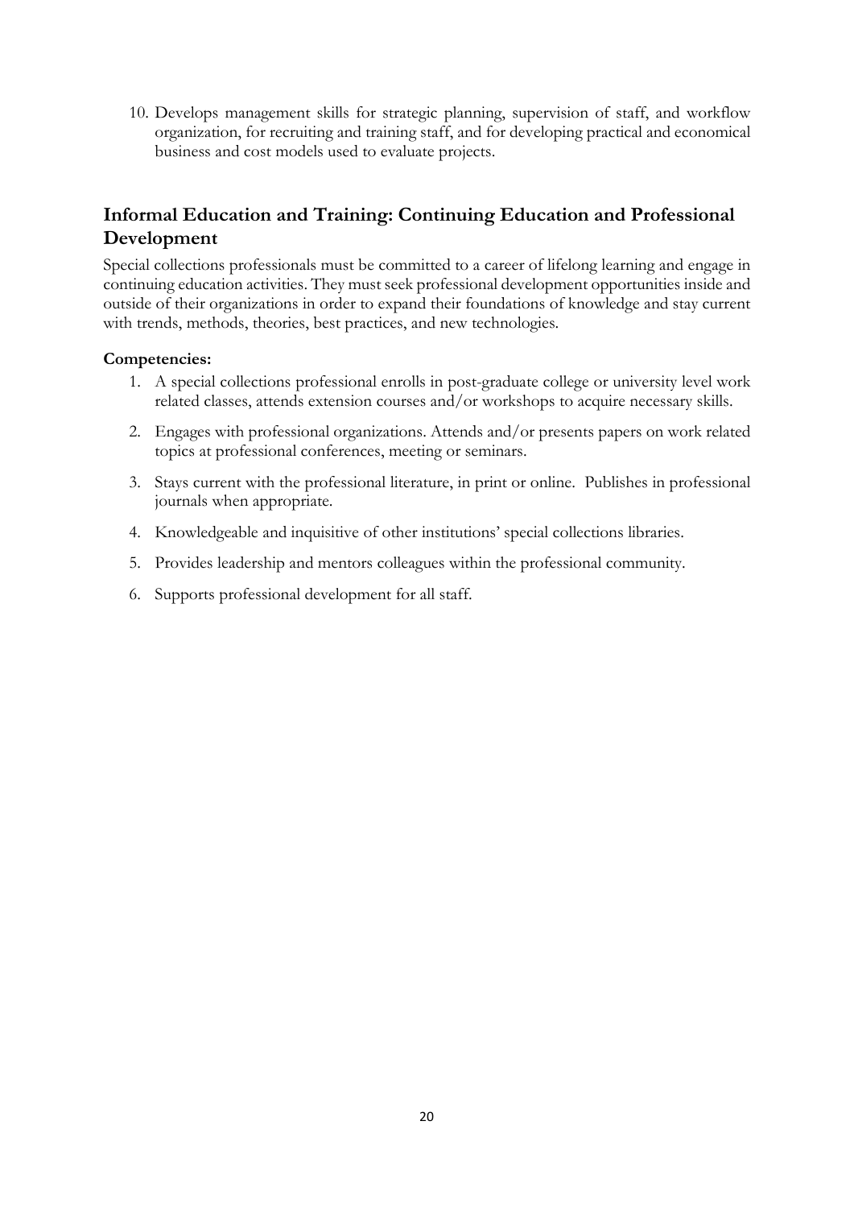10. Develops management skills for strategic planning, supervision of staff, and workflow organization, for recruiting and training staff, and for developing practical and economical business and cost models used to evaluate projects.

## Informal Education and Training: Continuing Education and Professional Development

Special collections professionals must be committed to a career of lifelong learning and engage in continuing education activities. They must seek professional development opportunities inside and outside of their organizations in order to expand their foundations of knowledge and stay current with trends, methods, theories, best practices, and new technologies.

**Competencies:**

1. A special collections professional enrolls in post-graduate college or university level work related classes, attends extension courses and/or workshops to acquire necessary skills.
2. Engages with professional organizations. Attends and/or presents papers on work related topics at professional conferences, meeting or seminars.
3. Stays current with the professional literature, in print or online. Publishes in professional journals when appropriate.
4. Knowledgeable and inquisitive of other institutions' special collections libraries.
5. Provides leadership and mentors colleagues within the professional community.
6. Supports professional development for all staff.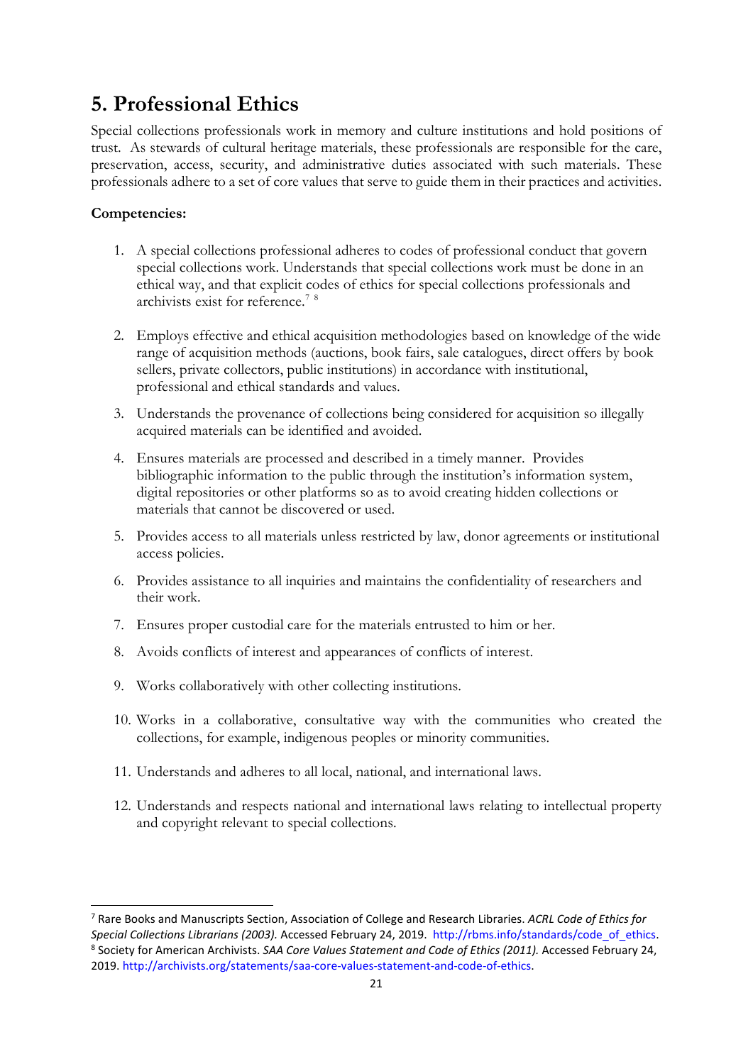# 5. Professional Ethics

Special collections professionals work in memory and culture institutions and hold positions of trust. As stewards of cultural heritage materials, these professionals are responsible for the care, preservation, access, security, and administrative duties associated with such materials. These professionals adhere to a set of core values that serve to guide them in their practices and activities.

**Competencies:**

1. A special collections professional adheres to codes of professional conduct that govern special collections work. Understands that special collections work must be done in an ethical way, and that explicit codes of ethics for special collections professionals and archivists exist for reference.[7] [8]

2. Employs effective and ethical acquisition methodologies based on knowledge of the wide range of acquisition methods (auctions, book fairs, sale catalogues, direct offers by book sellers, private collectors, public institutions) in accordance with institutional, professional and ethical standards and values.

3. Understands the provenance of collections being considered for acquisition so illegally acquired materials can be identified and avoided.

4. Ensures materials are processed and described in a timely manner. Provides bibliographic information to the public through the institution's information system, digital repositories or other platforms so as to avoid creating hidden collections or materials that cannot be discovered or used.

5. Provides access to all materials unless restricted by law, donor agreements or institutional access policies.

6. Provides assistance to all inquiries and maintains the confidentiality of researchers and their work.

7. Ensures proper custodial care for the materials entrusted to him or her.

8. Avoids conflicts of interest and appearances of conflicts of interest.

9. Works collaboratively with other collecting institutions.

10. Works in a collaborative, consultative way with the communities who created the collections, for example, indigenous peoples or minority communities.

11. Understands and adheres to all local, national, and international laws.

12. Understands and respects national and international laws relating to intellectual property and copyright relevant to special collections.

---

[7] Rare Books and Manuscripts Section, Association of College and Research Libraries. *ACRL Code of Ethics for Special Collections Librarians (2003).* Accessed February 24, 2019. http://rbms.info/standards/code_of_ethics.

[8] Society for American Archivists. *SAA Core Values Statement and Code of Ethics (2011).* Accessed February 24, 2019. http://archivists.org/statements/saa-core-values-statement-and-code-of-ethics.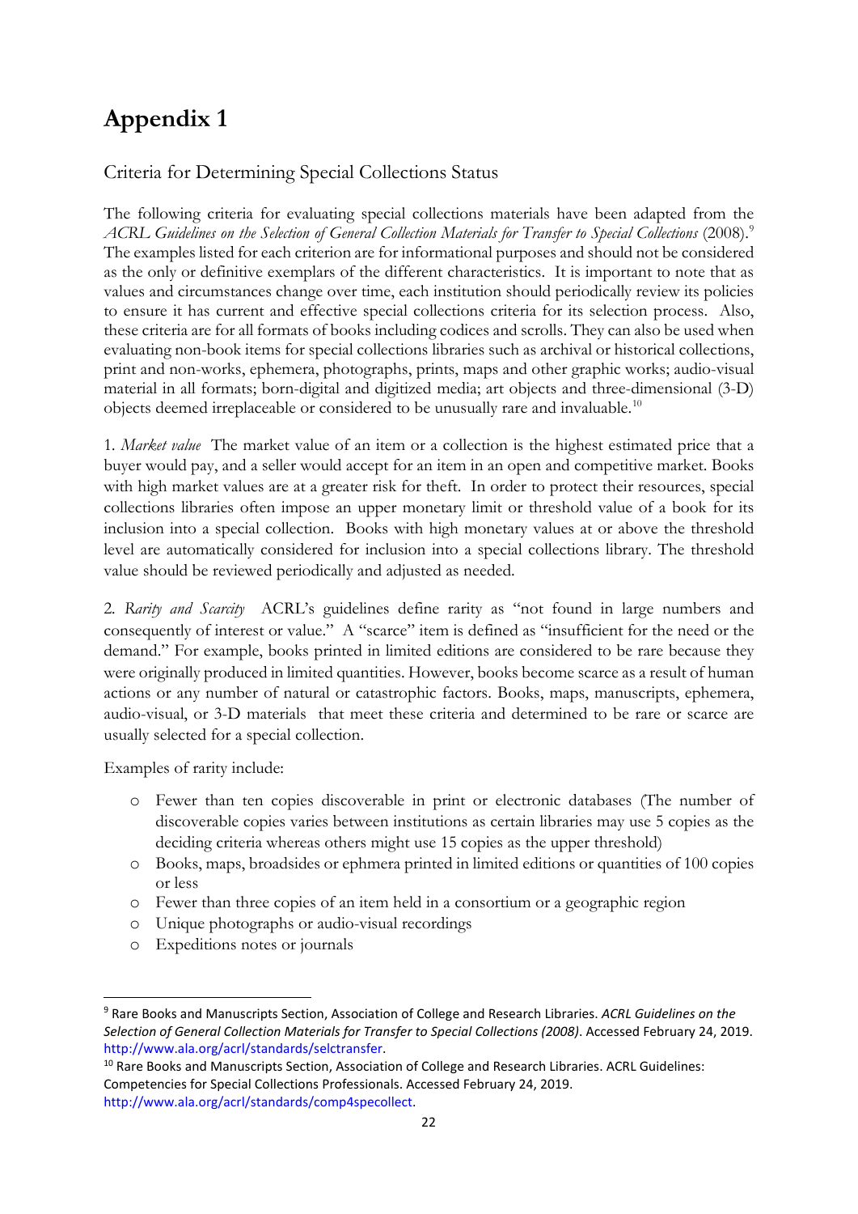# Appendix 1

## Criteria for Determining Special Collections Status

The following criteria for evaluating special collections materials have been adapted from the *ACRL Guidelines on the Selection of General Collection Materials for Transfer to Special Collections* (2008).[9] The examples listed for each criterion are for informational purposes and should not be considered as the only or definitive exemplars of the different characteristics. It is important to note that as values and circumstances change over time, each institution should periodically review its policies to ensure it has current and effective special collections criteria for its selection process. Also, these criteria are for all formats of books including codices and scrolls. They can also be used when evaluating non-book items for special collections libraries such as archival or historical collections, print and non-works, ephemera, photographs, prints, maps and other graphic works; audio-visual material in all formats; born-digital and digitized media; art objects and three-dimensional (3-D) objects deemed irreplaceable or considered to be unusually rare and invaluable.[10]

1. *Market value* The market value of an item or a collection is the highest estimated price that a buyer would pay, and a seller would accept for an item in an open and competitive market. Books with high market values are at a greater risk for theft. In order to protect their resources, special collections libraries often impose an upper monetary limit or threshold value of a book for its inclusion into a special collection. Books with high monetary values at or above the threshold level are automatically considered for inclusion into a special collections library. The threshold value should be reviewed periodically and adjusted as needed.

2. *Rarity and Scarcity* ACRL's guidelines define rarity as "not found in large numbers and consequently of interest or value." A "scarce" item is defined as "insufficient for the need or the demand." For example, books printed in limited editions are considered to be rare because they were originally produced in limited quantities. However, books become scarce as a result of human actions or any number of natural or catastrophic factors. Books, maps, manuscripts, ephemera, audio-visual, or 3-D materials that meet these criteria and determined to be rare or scarce are usually selected for a special collection.

Examples of rarity include:

- Fewer than ten copies discoverable in print or electronic databases (The number of discoverable copies varies between institutions as certain libraries may use 5 copies as the deciding criteria whereas others might use 15 copies as the upper threshold)
- Books, maps, broadsides or ephmera printed in limited editions or quantities of 100 copies or less
- Fewer than three copies of an item held in a consortium or a geographic region
- Unique photographs or audio-visual recordings
- Expeditions notes or journals

---

[9] Rare Books and Manuscripts Section, Association of College and Research Libraries. *ACRL Guidelines on the Selection of General Collection Materials for Transfer to Special Collections (2008)*. Accessed February 24, 2019. http://www.ala.org/acrl/standards/selctransfer.

[10] Rare Books and Manuscripts Section, Association of College and Research Libraries. ACRL Guidelines: Competencies for Special Collections Professionals. Accessed February 24, 2019. http://www.ala.org/acrl/standards/comp4specollect.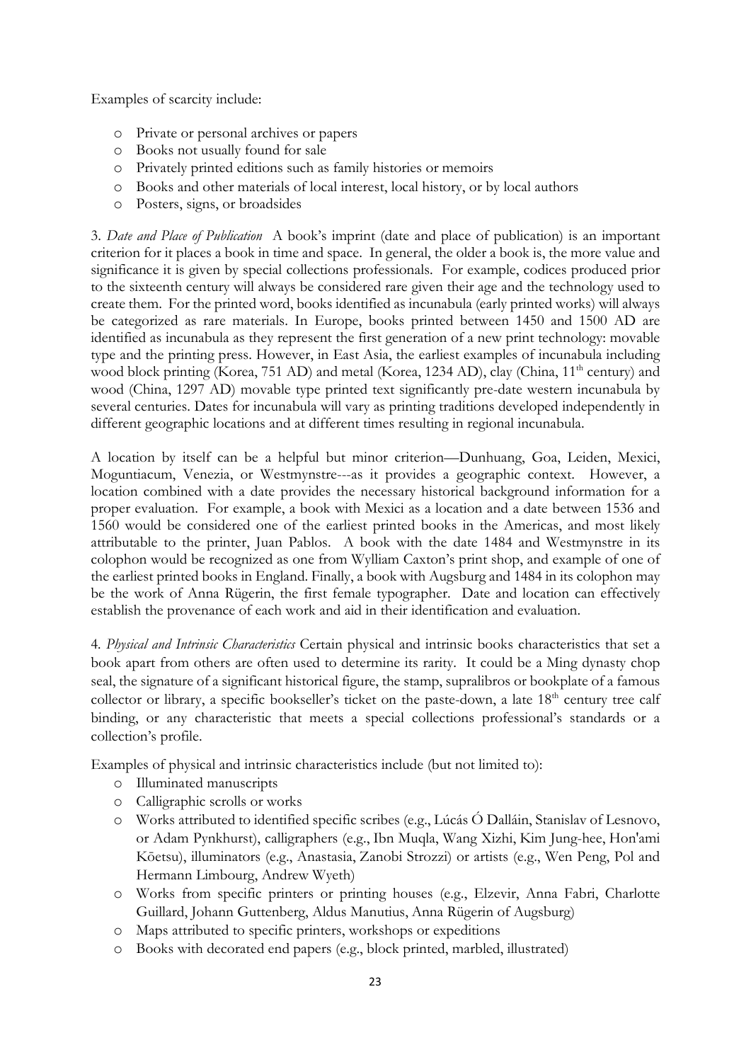Examples of scarcity include:

- Private or personal archives or papers
- Books not usually found for sale
- Privately printed editions such as family histories or memoirs
- Books and other materials of local interest, local history, or by local authors
- Posters, signs, or broadsides

3. *Date and Place of Publication* A book's imprint (date and place of publication) is an important criterion for it places a book in time and space. In general, the older a book is, the more value and significance it is given by special collections professionals. For example, codices produced prior to the sixteenth century will always be considered rare given their age and the technology used to create them. For the printed word, books identified as incunabula (early printed works) will always be categorized as rare materials. In Europe, books printed between 1450 and 1500 AD are identified as incunabula as they represent the first generation of a new print technology: movable type and the printing press. However, in East Asia, the earliest examples of incunabula including wood block printing (Korea, 751 AD) and metal (Korea, 1234 AD), clay (China, 11th century) and wood (China, 1297 AD) movable type printed text significantly pre-date western incunabula by several centuries. Dates for incunabula will vary as printing traditions developed independently in different geographic locations and at different times resulting in regional incunabula.

A location by itself can be a helpful but minor criterion—Dunhuang, Goa, Leiden, Mexici, Moguntiacum, Venezia, or Westmynstre---as it provides a geographic context. However, a location combined with a date provides the necessary historical background information for a proper evaluation. For example, a book with Mexici as a location and a date between 1536 and 1560 would be considered one of the earliest printed books in the Americas, and most likely attributable to the printer, Juan Pablos. A book with the date 1484 and Westmynstre in its colophon would be recognized as one from Wylliam Caxton's print shop, and example of one of the earliest printed books in England. Finally, a book with Augsburg and 1484 in its colophon may be the work of Anna Rügerin, the first female typographer. Date and location can effectively establish the provenance of each work and aid in their identification and evaluation.

4. *Physical and Intrinsic Characteristics* Certain physical and intrinsic books characteristics that set a book apart from others are often used to determine its rarity. It could be a Ming dynasty chop seal, the signature of a significant historical figure, the stamp, supralibros or bookplate of a famous collector or library, a specific bookseller's ticket on the paste-down, a late 18th century tree calf binding, or any characteristic that meets a special collections professional's standards or a collection's profile.

Examples of physical and intrinsic characteristics include (but not limited to):

- Illuminated manuscripts
- Calligraphic scrolls or works
- Works attributed to identified specific scribes (e.g., Lúcás Ó Dalláin, Stanislav of Lesnovo, or Adam Pynkhurst), calligraphers (e.g., Ibn Muqla, Wang Xizhi, Kim Jung-hee, Hon'ami Kōetsu), illuminators (e.g., Anastasia, Zanobi Strozzi) or artists (e.g., Wen Peng, Pol and Hermann Limbourg, Andrew Wyeth)
- Works from specific printers or printing houses (e.g., Elzevir, Anna Fabri, Charlotte Guillard, Johann Guttenberg, Aldus Manutius, Anna Rügerin of Augsburg)
- Maps attributed to specific printers, workshops or expeditions
- Books with decorated end papers (e.g., block printed, marbled, illustrated)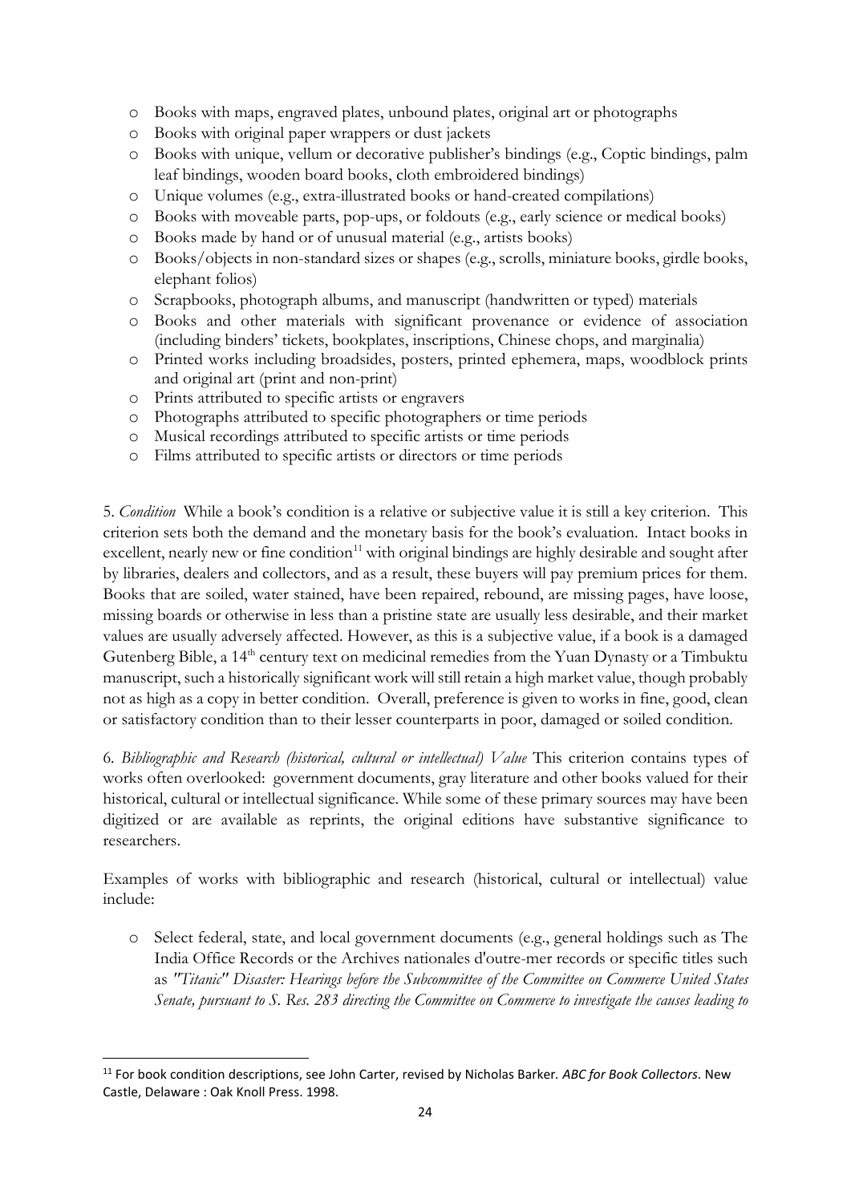- Books with maps, engraved plates, unbound plates, original art or photographs
- Books with original paper wrappers or dust jackets
- Books with unique, vellum or decorative publisher's bindings (e.g., Coptic bindings, palm leaf bindings, wooden board books, cloth embroidered bindings)
- Unique volumes (e.g., extra-illustrated books or hand-created compilations)
- Books with moveable parts, pop-ups, or foldouts (e.g., early science or medical books)
- Books made by hand or of unusual material (e.g., artists books)
- Books/objects in non-standard sizes or shapes (e.g., scrolls, miniature books, girdle books, elephant folios)
- Scrapbooks, photograph albums, and manuscript (handwritten or typed) materials
- Books and other materials with significant provenance or evidence of association (including binders' tickets, bookplates, inscriptions, Chinese chops, and marginalia)
- Printed works including broadsides, posters, printed ephemera, maps, woodblock prints and original art (print and non-print)
- Prints attributed to specific artists or engravers
- Photographs attributed to specific photographers or time periods
- Musical recordings attributed to specific artists or time periods
- Films attributed to specific artists or directors or time periods

5. *Condition* While a book's condition is a relative or subjective value it is still a key criterion. This criterion sets both the demand and the monetary basis for the book's evaluation. Intact books in excellent, nearly new or fine condition[11] with original bindings are highly desirable and sought after by libraries, dealers and collectors, and as a result, these buyers will pay premium prices for them. Books that are soiled, water stained, have been repaired, rebound, are missing pages, have loose, missing boards or otherwise in less than a pristine state are usually less desirable, and their market values are usually adversely affected. However, as this is a subjective value, if a book is a damaged Gutenberg Bible, a 14th century text on medicinal remedies from the Yuan Dynasty or a Timbuktu manuscript, such a historically significant work will still retain a high market value, though probably not as high as a copy in better condition. Overall, preference is given to works in fine, good, clean or satisfactory condition than to their lesser counterparts in poor, damaged or soiled condition.

6. *Bibliographic and Research (historical, cultural or intellectual) Value* This criterion contains types of works often overlooked: government documents, gray literature and other books valued for their historical, cultural or intellectual significance. While some of these primary sources may have been digitized or are available as reprints, the original editions have substantive significance to researchers.

Examples of works with bibliographic and research (historical, cultural or intellectual) value include:

- Select federal, state, and local government documents (e.g., general holdings such as The India Office Records or the Archives nationales d'outre-mer records or specific titles such as *"Titanic" Disaster: Hearings before the Subcommittee of the Committee on Commerce United States Senate, pursuant to S. Res. 283 directing the Committee on Commerce to investigate the causes leading to*

[11] For book condition descriptions, see John Carter, revised by Nicholas Barker. *ABC for Book Collectors*. New Castle, Delaware : Oak Knoll Press. 1998.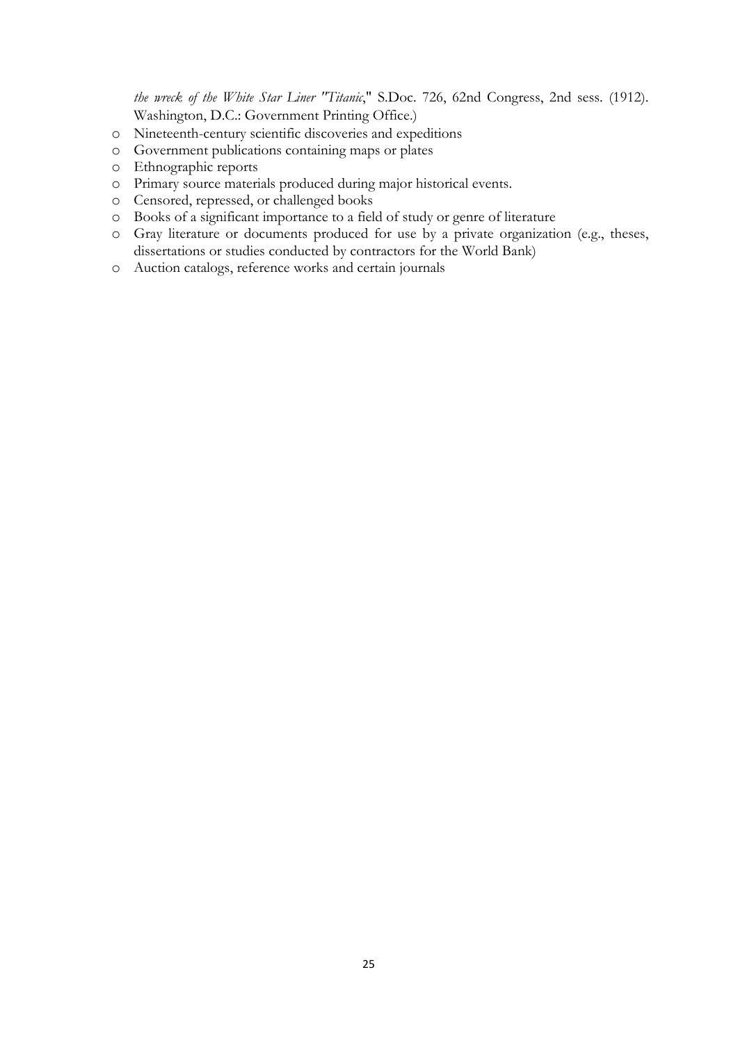*the wreck of the White Star Liner "Titanic*," S.Doc. 726, 62nd Congress, 2nd sess. (1912). Washington, D.C.: Government Printing Office.)

- Nineteenth-century scientific discoveries and expeditions
- Government publications containing maps or plates
- Ethnographic reports
- Primary source materials produced during major historical events.
- Censored, repressed, or challenged books
- Books of a significant importance to a field of study or genre of literature
- Gray literature or documents produced for use by a private organization (e.g., theses, dissertations or studies conducted by contractors for the World Bank)
- Auction catalogs, reference works and certain journals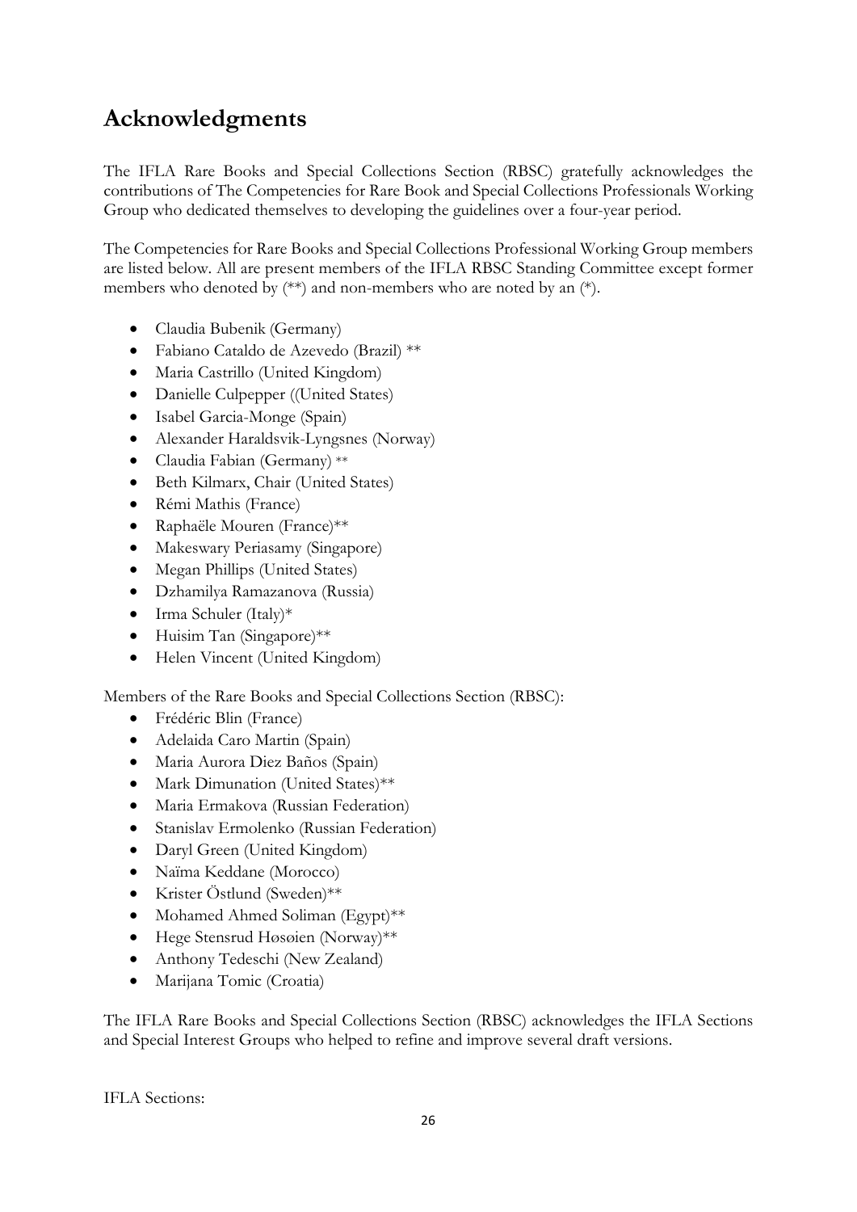# Acknowledgments

The IFLA Rare Books and Special Collections Section (RBSC) gratefully acknowledges the contributions of The Competencies for Rare Book and Special Collections Professionals Working Group who dedicated themselves to developing the guidelines over a four-year period.

The Competencies for Rare Books and Special Collections Professional Working Group members are listed below. All are present members of the IFLA RBSC Standing Committee except former members who denoted by (**) and non-members who are noted by an (*).

- Claudia Bubenik (Germany)
- Fabiano Cataldo de Azevedo (Brazil) **
- Maria Castrillo (United Kingdom)
- Danielle Culpepper ((United States)
- Isabel Garcia-Monge (Spain)
- Alexander Haraldsvik-Lyngsnes (Norway)
- Claudia Fabian (Germany) **
- Beth Kilmarx, Chair (United States)
- Rémi Mathis (France)
- Raphaële Mouren (France)**
- Makeswary Periasamy (Singapore)
- Megan Phillips (United States)
- Dzhamilya Ramazanova (Russia)
- Irma Schuler (Italy)*
- Huisim Tan (Singapore)**
- Helen Vincent (United Kingdom)

Members of the Rare Books and Special Collections Section (RBSC):

- Frédéric Blin (France)
- Adelaida Caro Martin (Spain)
- Maria Aurora Diez Baños (Spain)
- Mark Dimunation (United States)**
- Maria Ermakova (Russian Federation)
- Stanislav Ermolenko (Russian Federation)
- Daryl Green (United Kingdom)
- Naïma Keddane (Morocco)
- Krister Östlund (Sweden)**
- Mohamed Ahmed Soliman (Egypt)**
- Hege Stensrud Høsøien (Norway)**
- Anthony Tedeschi (New Zealand)
- Marijana Tomic (Croatia)

The IFLA Rare Books and Special Collections Section (RBSC) acknowledges the IFLA Sections and Special Interest Groups who helped to refine and improve several draft versions.

IFLA Sections: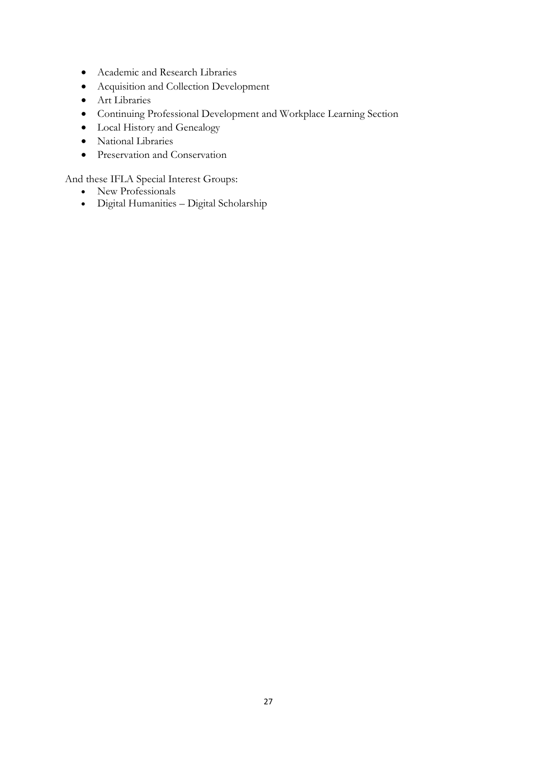- Academic and Research Libraries
- Acquisition and Collection Development
- Art Libraries
- Continuing Professional Development and Workplace Learning Section
- Local History and Genealogy
- National Libraries
- Preservation and Conservation

And these IFLA Special Interest Groups:

- New Professionals
- Digital Humanities – Digital Scholarship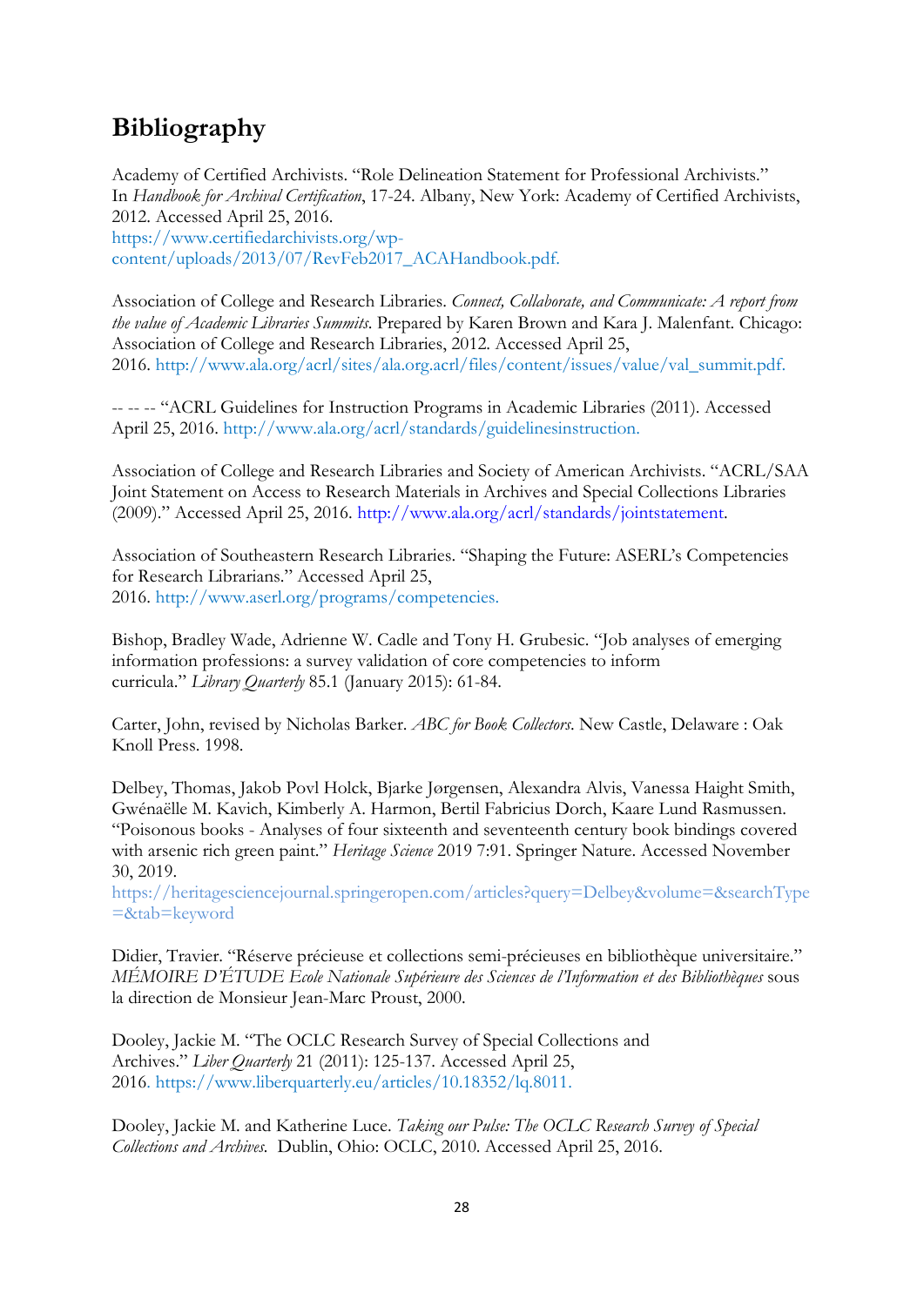# Bibliography

Academy of Certified Archivists. "Role Delineation Statement for Professional Archivists." In *Handbook for Archival Certification*, 17-24. Albany, New York: Academy of Certified Archivists, 2012. Accessed April 25, 2016. https://www.certifiedarchivists.org/wp-content/uploads/2013/07/RevFeb2017_ACAHandbook.pdf.

Association of College and Research Libraries. *Connect, Collaborate, and Communicate: A report from the value of Academic Libraries Summits.* Prepared by Karen Brown and Kara J. Malenfant. Chicago: Association of College and Research Libraries, 2012. Accessed April 25, 2016. http://www.ala.org/acrl/sites/ala.org.acrl/files/content/issues/value/val_summit.pdf.

-- -- -- "ACRL Guidelines for Instruction Programs in Academic Libraries (2011). Accessed April 25, 2016. http://www.ala.org/acrl/standards/guidelinesinstruction.

Association of College and Research Libraries and Society of American Archivists. "ACRL/SAA Joint Statement on Access to Research Materials in Archives and Special Collections Libraries (2009)." Accessed April 25, 2016. http://www.ala.org/acrl/standards/jointstatement.

Association of Southeastern Research Libraries. "Shaping the Future: ASERL's Competencies for Research Librarians." Accessed April 25, 2016. http://www.aserl.org/programs/competencies.

Bishop, Bradley Wade, Adrienne W. Cadle and Tony H. Grubesic. "Job analyses of emerging information professions: a survey validation of core competencies to inform curricula." *Library Quarterly* 85.1 (January 2015): 61-84.

Carter, John, revised by Nicholas Barker. *ABC for Book Collectors.* New Castle, Delaware : Oak Knoll Press. 1998.

Delbey, Thomas, Jakob Povl Holck, Bjarke Jørgensen, Alexandra Alvis, Vanessa Haight Smith, Gwénaëlle M. Kavich, Kimberly A. Harmon, Bertil Fabricius Dorch, Kaare Lund Rasmussen. "Poisonous books - Analyses of four sixteenth and seventeenth century book bindings covered with arsenic rich green paint." *Heritage Science* 2019 7:91. Springer Nature. Accessed November 30, 2019. https://heritagesciencejournal.springeropen.com/articles?query=Delbey&volume=&searchType=&tab=keyword

Didier, Travier. "Réserve précieuse et collections semi-précieuses en bibliothèque universitaire." *MÉMOIRE D'ÉTUDE Ecole Nationale Supérieure des Sciences de l'Information et des Bibliothèques* sous la direction de Monsieur Jean-Marc Proust, 2000.

Dooley, Jackie M. "The OCLC Research Survey of Special Collections and Archives." *Liber Quarterly* 21 (2011): 125-137. Accessed April 25, 2016. https://www.liberquarterly.eu/articles/10.18352/lq.8011.

Dooley, Jackie M. and Katherine Luce. *Taking our Pulse: The OCLC Research Survey of Special Collections and Archives.* Dublin, Ohio: OCLC, 2010. Accessed April 25, 2016.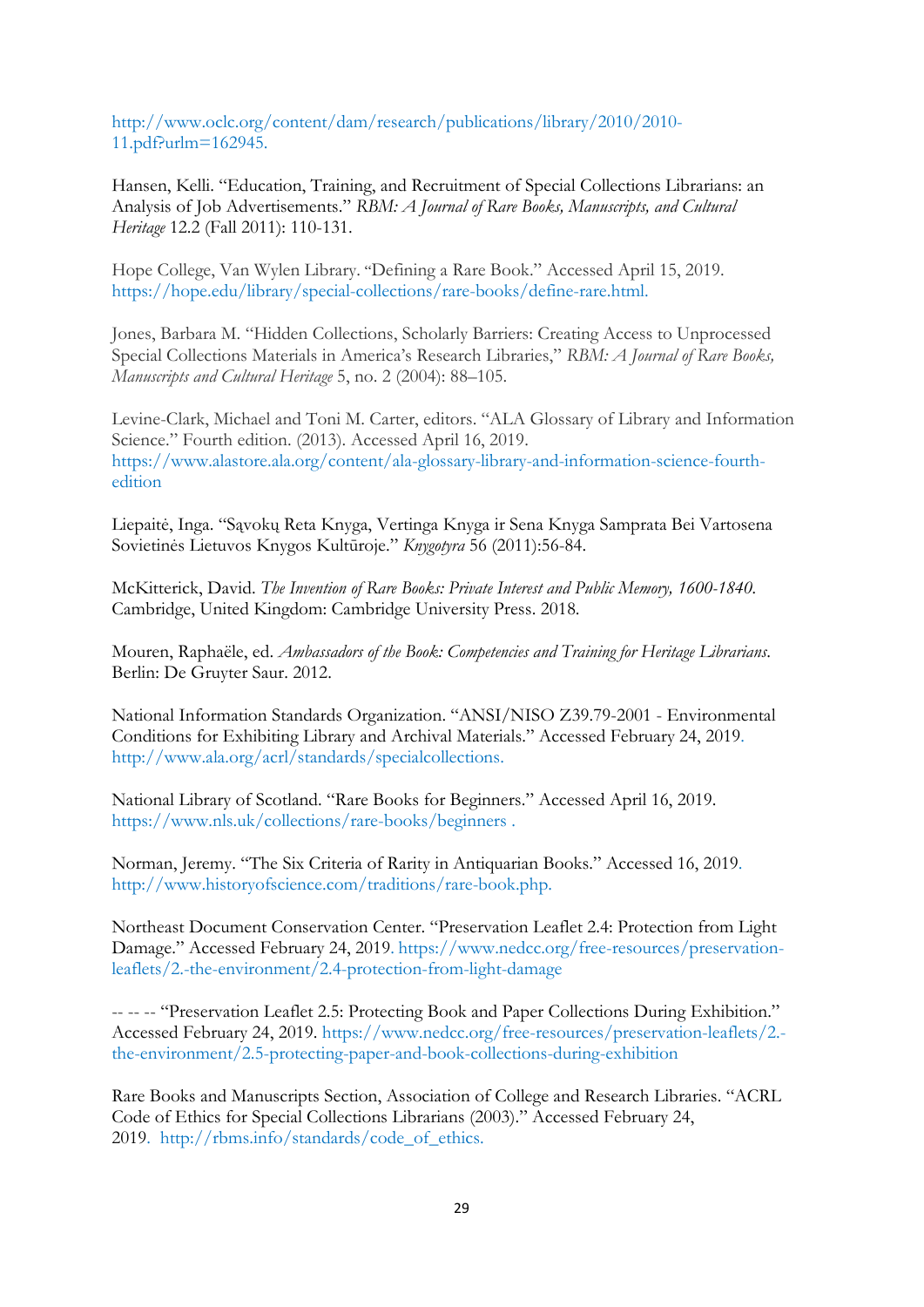http://www.oclc.org/content/dam/research/publications/library/2010/2010-11.pdf?urlm=162945.

Hansen, Kelli. "Education, Training, and Recruitment of Special Collections Librarians: an Analysis of Job Advertisements." *RBM: A Journal of Rare Books, Manuscripts, and Cultural Heritage* 12.2 (Fall 2011): 110-131.

Hope College, Van Wylen Library. "Defining a Rare Book." Accessed April 15, 2019. https://hope.edu/library/special-collections/rare-books/define-rare.html.

Jones, Barbara M. "Hidden Collections, Scholarly Barriers: Creating Access to Unprocessed Special Collections Materials in America's Research Libraries," *RBM: A Journal of Rare Books, Manuscripts and Cultural Heritage* 5, no. 2 (2004): 88–105.

Levine-Clark, Michael and Toni M. Carter, editors. "ALA Glossary of Library and Information Science." Fourth edition. (2013). Accessed April 16, 2019. https://www.alastore.ala.org/content/ala-glossary-library-and-information-science-fourth-edition

Liepaitė, Inga. "Sąvokų Reta Knyga, Vertinga Knyga ir Sena Knyga Samprata Bei Vartosena Sovietinės Lietuvos Knygos Kultūroje." *Knygotyra* 56 (2011):56-84.

McKitterick, David. *The Invention of Rare Books: Private Interest and Public Memory, 1600-1840.* Cambridge, United Kingdom: Cambridge University Press. 2018.

Mouren, Raphaële, ed. *Ambassadors of the Book: Competencies and Training for Heritage Librarians.* Berlin: De Gruyter Saur. 2012.

National Information Standards Organization. "ANSI/NISO Z39.79-2001 - Environmental Conditions for Exhibiting Library and Archival Materials." Accessed February 24, 2019. http://www.ala.org/acrl/standards/specialcollections.

National Library of Scotland. "Rare Books for Beginners." Accessed April 16, 2019. https://www.nls.uk/collections/rare-books/beginners .

Norman, Jeremy. "The Six Criteria of Rarity in Antiquarian Books." Accessed 16, 2019. http://www.historyofscience.com/traditions/rare-book.php.

Northeast Document Conservation Center. "Preservation Leaflet 2.4: Protection from Light Damage." Accessed February 24, 2019. https://www.nedcc.org/free-resources/preservation-leaflets/2.-the-environment/2.4-protection-from-light-damage

-- -- -- "Preservation Leaflet 2.5: Protecting Book and Paper Collections During Exhibition." Accessed February 24, 2019. https://www.nedcc.org/free-resources/preservation-leaflets/2.-the-environment/2.5-protecting-paper-and-book-collections-during-exhibition

Rare Books and Manuscripts Section, Association of College and Research Libraries. "ACRL Code of Ethics for Special Collections Librarians (2003)." Accessed February 24, 2019. http://rbms.info/standards/code_of_ethics.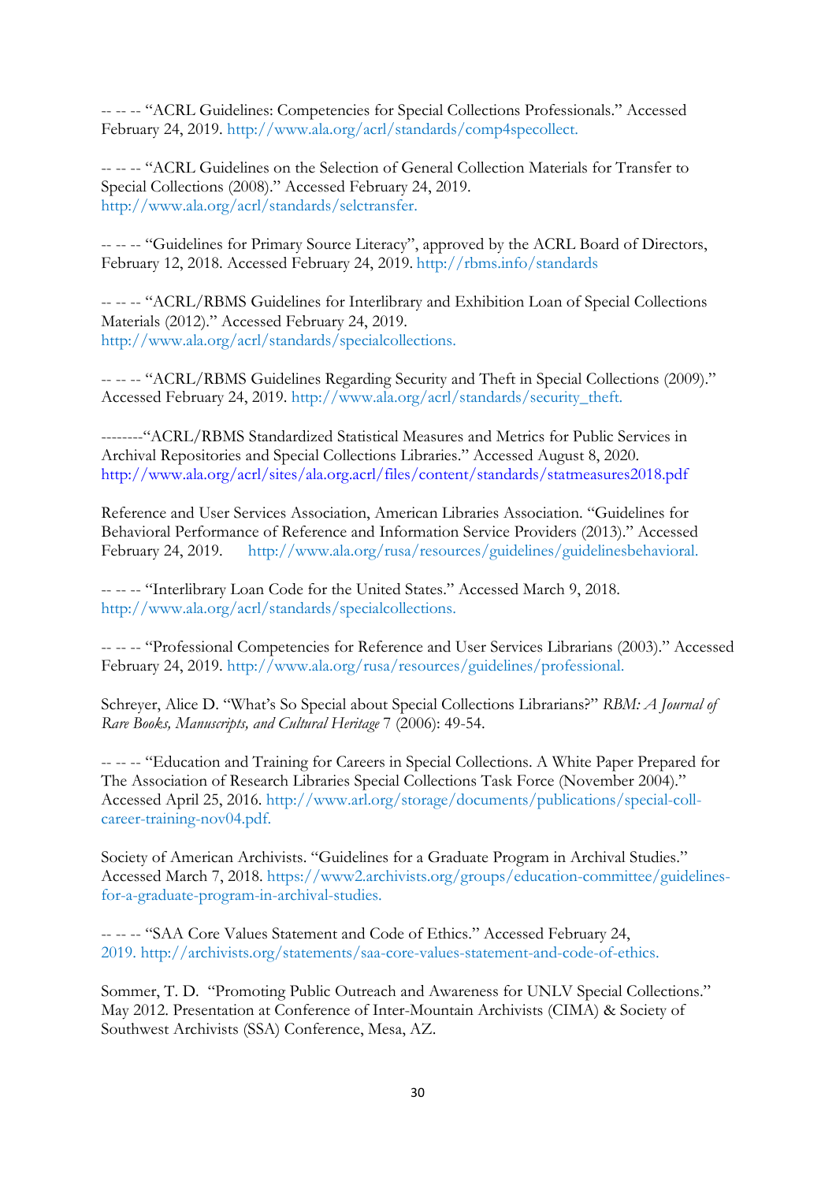-- -- -- "ACRL Guidelines: Competencies for Special Collections Professionals." Accessed February 24, 2019. http://www.ala.org/acrl/standards/comp4specollect.

-- -- -- "ACRL Guidelines on the Selection of General Collection Materials for Transfer to Special Collections (2008)." Accessed February 24, 2019. http://www.ala.org/acrl/standards/selctransfer.

-- -- -- "Guidelines for Primary Source Literacy", approved by the ACRL Board of Directors, February 12, 2018. Accessed February 24, 2019. http://rbms.info/standards

-- -- -- "ACRL/RBMS Guidelines for Interlibrary and Exhibition Loan of Special Collections Materials (2012)." Accessed February 24, 2019. http://www.ala.org/acrl/standards/specialcollections.

-- -- -- "ACRL/RBMS Guidelines Regarding Security and Theft in Special Collections (2009)." Accessed February 24, 2019. http://www.ala.org/acrl/standards/security_theft.

--------"ACRL/RBMS Standardized Statistical Measures and Metrics for Public Services in Archival Repositories and Special Collections Libraries." Accessed August 8, 2020. http://www.ala.org/acrl/sites/ala.org.acrl/files/content/standards/statmeasures2018.pdf

Reference and User Services Association, American Libraries Association. "Guidelines for Behavioral Performance of Reference and Information Service Providers (2013)." Accessed February 24, 2019. http://www.ala.org/rusa/resources/guidelines/guidelinesbehavioral.

-- -- -- "Interlibrary Loan Code for the United States." Accessed March 9, 2018. http://www.ala.org/acrl/standards/specialcollections.

-- -- -- "Professional Competencies for Reference and User Services Librarians (2003)." Accessed February 24, 2019. http://www.ala.org/rusa/resources/guidelines/professional.

Schreyer, Alice D. "What's So Special about Special Collections Librarians?" *RBM: A Journal of Rare Books, Manuscripts, and Cultural Heritage* 7 (2006): 49-54.

-- -- -- "Education and Training for Careers in Special Collections. A White Paper Prepared for The Association of Research Libraries Special Collections Task Force (November 2004)." Accessed April 25, 2016. http://www.arl.org/storage/documents/publications/special-coll-career-training-nov04.pdf.

Society of American Archivists. "Guidelines for a Graduate Program in Archival Studies." Accessed March 7, 2018. https://www2.archivists.org/groups/education-committee/guidelines-for-a-graduate-program-in-archival-studies.

-- -- -- "SAA Core Values Statement and Code of Ethics." Accessed February 24, 2019. http://archivists.org/statements/saa-core-values-statement-and-code-of-ethics.

Sommer, T. D. "Promoting Public Outreach and Awareness for UNLV Special Collections." May 2012. Presentation at Conference of Inter-Mountain Archivists (CIMA) & Society of Southwest Archivists (SSA) Conference, Mesa, AZ.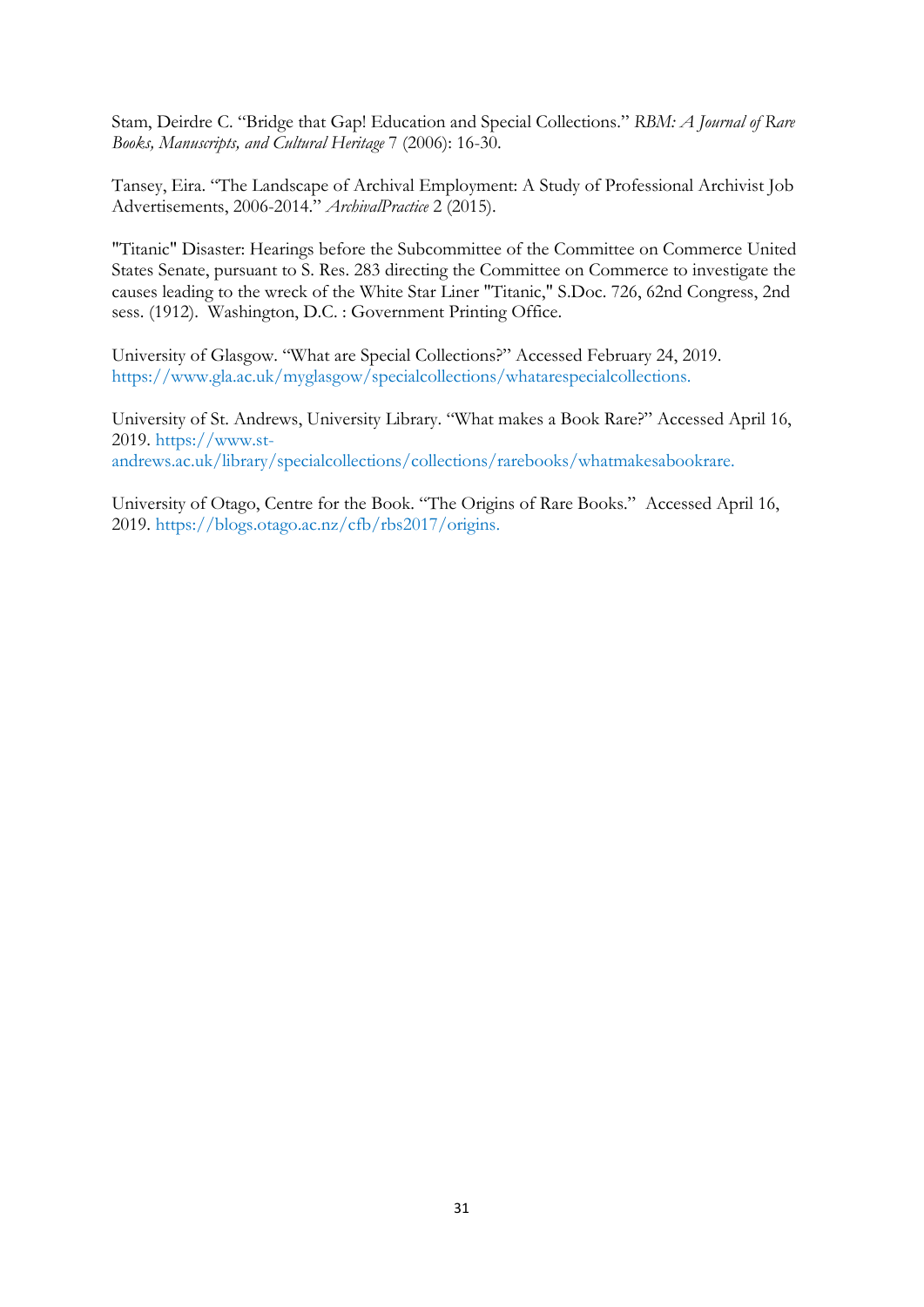Stam, Deirdre C. "Bridge that Gap! Education and Special Collections." *RBM: A Journal of Rare Books, Manuscripts, and Cultural Heritage* 7 (2006): 16-30.

Tansey, Eira. "The Landscape of Archival Employment: A Study of Professional Archivist Job Advertisements, 2006-2014." *ArchivalPractice* 2 (2015).

"Titanic" Disaster: Hearings before the Subcommittee of the Committee on Commerce United States Senate, pursuant to S. Res. 283 directing the Committee on Commerce to investigate the causes leading to the wreck of the White Star Liner "Titanic," S.Doc. 726, 62nd Congress, 2nd sess. (1912). Washington, D.C. : Government Printing Office.

University of Glasgow. "What are Special Collections?" Accessed February 24, 2019. https://www.gla.ac.uk/myglasgow/specialcollections/whatarespecialcollections.

University of St. Andrews, University Library. "What makes a Book Rare?" Accessed April 16, 2019. https://www.st-andrews.ac.uk/library/specialcollections/collections/rarebooks/whatmakesabookrare.

University of Otago, Centre for the Book. "The Origins of Rare Books." Accessed April 16, 2019. https://blogs.otago.ac.nz/cfb/rbs2017/origins.